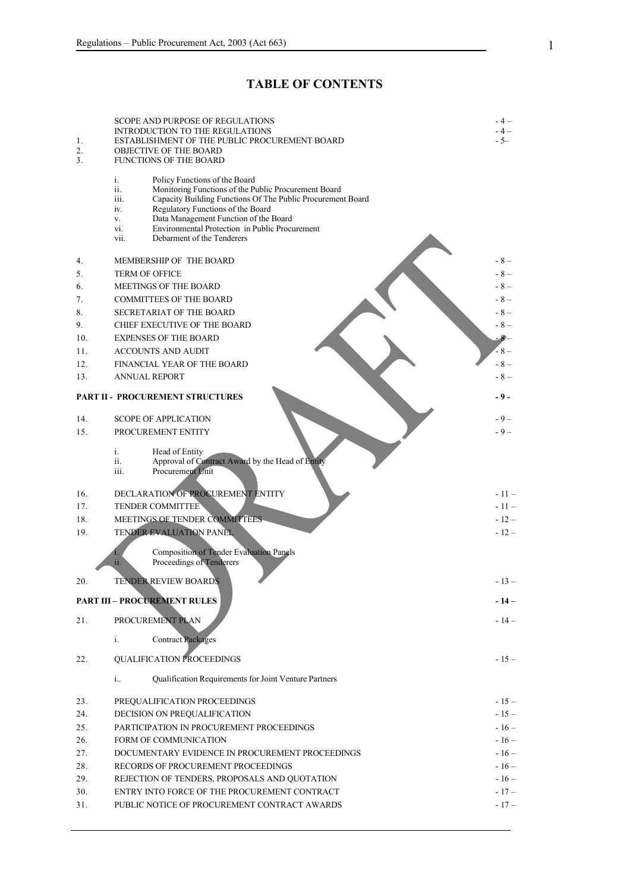# TABLE OF CONTENTS

| | | |
|---|---|---|
| | SCOPE AND PURPOSE OF REGULATIONS | - 4 – |
| | INTRODUCTION TO THE REGULATIONS | - 4 – |
| 1. | ESTABLISHMENT OF THE PUBLIC PROCUREMENT BOARD | - 5– |
| 2. | OBJECTIVE OF THE BOARD | |
| 3. | FUNCTIONS OF THE BOARD | |
| | i. Policy Functions of the Board | |
| | ii. Monitoring Functions of the Public Procurement Board | |
| | iii. Capacity Building Functions Of The Public Procurement Board | |
| | iv. Regulatory Functions of the Board | |
| | v. Data Management Function of the Board | |
| | vi. Environmental Protection in Public Procurement | |
| | vii. Debarment of the Tenderers | |
| 4. | MEMBERSHIP OF THE BOARD | - 8 – |
| 5. | TERM OF OFFICE | - 8 – |
| 6. | MEETINGS OF THE BOARD | - 8 – |
| 7. | COMMITTEES OF THE BOARD | - 8 – |
| 8. | SECRETARIAT OF THE BOARD | - 8 – |
| 9. | CHIEF EXECUTIVE OF THE BOARD | - 8 – |
| 10. | EXPENSES OF THE BOARD | - 8 – |
| 11. | ACCOUNTS AND AUDIT | - 8 – |
| 12. | FINANCIAL YEAR OF THE BOARD | - 8 – |
| 13. | ANNUAL REPORT | - 8 – |
| | **PART II - PROCUREMENT STRUCTURES** | **- 9 -** |
| 14. | SCOPE OF APPLICATION | - 9 – |
| 15. | PROCUREMENT ENTITY | - 9 – |
| | i. Head of Entity | |
| | ii. Approval of Contract Award by the Head of Entity | |
| | iii. Procurement Unit | |
| 16. | DECLARATION OF PROCUREMENT ENTITY | - 11 – |
| 17. | TENDER COMMITTEE | - 11 – |
| 18. | MEETINGS OF TENDER COMMITTEES | - 12 – |
| 19. | TENDER EVALUATION PANEL | - 12 – |
| | i. Composition of Tender Evaluation Panels | |
| | ii. Proceedings of Tenderers | |
| 20. | TENDER REVIEW BOARDS | - 13 – |
| | **PART III – PROCUREMENT RULES** | **- 14 –** |
| 21. | PROCUREMENT PLAN | - 14 – |
| | i. Contract Packages | |
| 22. | QUALIFICATION PROCEEDINGS | - 15 – |
| | i.. Qualification Requirements for Joint Venture Partners | |
| 23. | PREQUALIFICATION PROCEEDINGS | - 15 – |
| 24. | DECISION ON PREQUALIFICATION | - 15 – |
| 25. | PARTICIPATION IN PROCUREMENT PROCEEDINGS | - 16 – |
| 26. | FORM OF COMMUNICATION | - 16 – |
| 27. | DOCUMENTARY EVIDENCE IN PROCUREMENT PROCEEDINGS | - 16 – |
| 28. | RECORDS OF PROCUREMENT PROCEEDINGS | - 16 – |
| 29. | REJECTION OF TENDERS, PROPOSALS AND QUOTATION | - 16 – |
| 30. | ENTRY INTO FORCE OF THE PROCUREMENT CONTRACT | - 17 – |
| 31. | PUBLIC NOTICE OF PROCUREMENT CONTRACT AWARDS | - 17 – |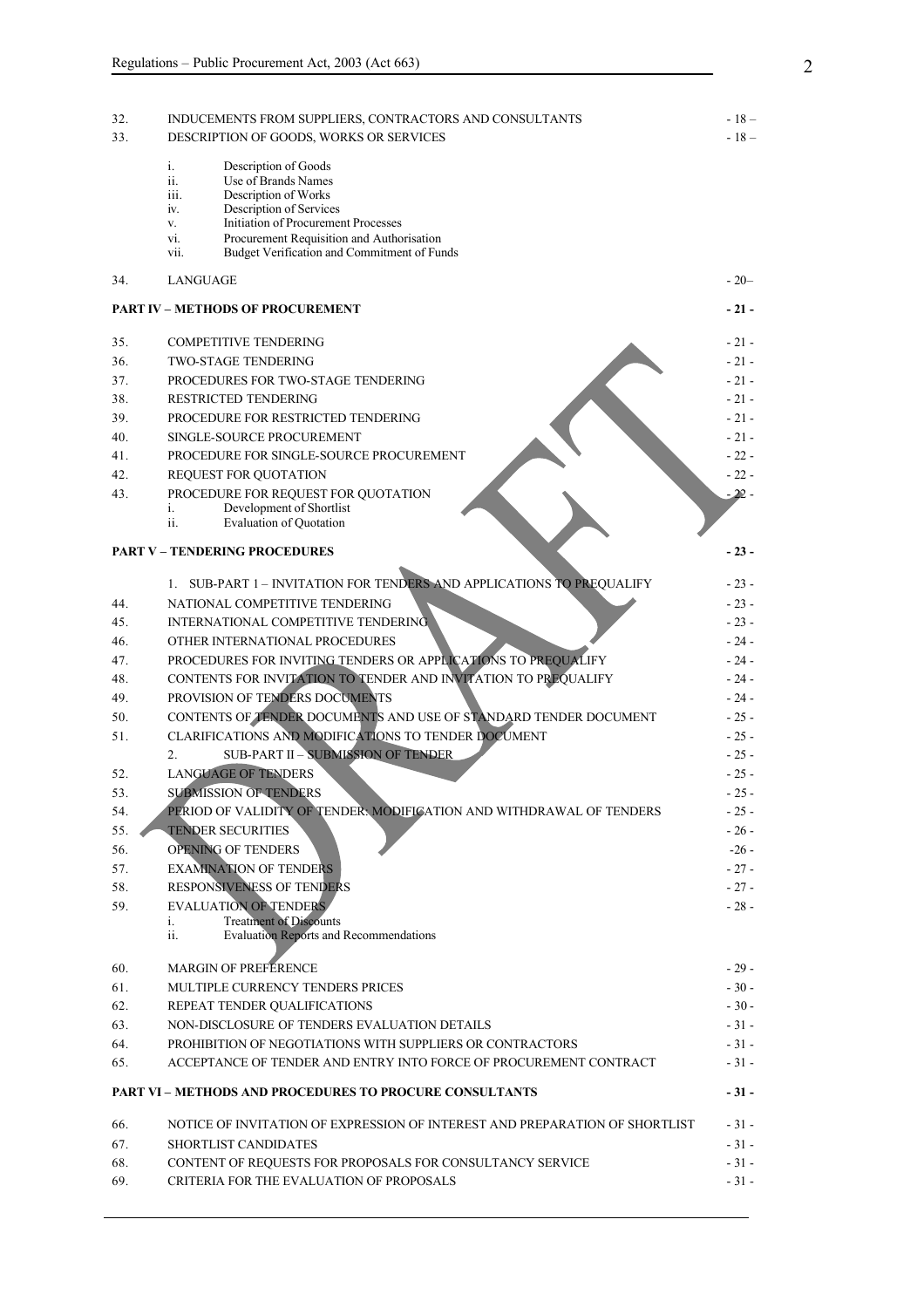| | | |
|---|---|---|
| 32. | INDUCEMENTS FROM SUPPLIERS, CONTRACTORS AND CONSULTANTS | - 18 – |
| 33. | DESCRIPTION OF GOODS, WORKS OR SERVICES | - 18 – |
| | i. Description of Goods<br>ii. Use of Brands Names<br>iii. Description of Works<br>iv. Description of Services<br>v. Initiation of Procurement Processes<br>vi. Procurement Requisition and Authorisation<br>vii. Budget Verification and Commitment of Funds | |
| 34. | LANGUAGE | - 20– |
| | **PART IV – METHODS OF PROCUREMENT** | **- 21 -** |
| 35. | COMPETITIVE TENDERING | - 21 - |
| 36. | TWO-STAGE TENDERING | - 21 - |
| 37. | PROCEDURES FOR TWO-STAGE TENDERING | - 21 - |
| 38. | RESTRICTED TENDERING | - 21 - |
| 39. | PROCEDURE FOR RESTRICTED TENDERING | - 21 - |
| 40. | SINGLE-SOURCE PROCUREMENT | - 21 - |
| 41. | PROCEDURE FOR SINGLE-SOURCE PROCUREMENT | - 22 - |
| 42. | REQUEST FOR QUOTATION | - 22 - |
| 43. | PROCEDURE FOR REQUEST FOR QUOTATION<br>i. Development of Shortlist<br>ii. Evaluation of Quotation | - 22 - |
| | **PART V – TENDERING PROCEDURES** | **- 23 -** |
| | 1. SUB-PART 1 – INVITATION FOR TENDERS AND APPLICATIONS TO PREQUALIFY | - 23 - |
| 44. | NATIONAL COMPETITIVE TENDERING | - 23 - |
| 45. | INTERNATIONAL COMPETITIVE TENDERING | - 23 - |
| 46. | OTHER INTERNATIONAL PROCEDURES | - 24 - |
| 47. | PROCEDURES FOR INVITING TENDERS OR APPLICATIONS TO PREQUALIFY | - 24 - |
| 48. | CONTENTS FOR INVITATION TO TENDER AND INVITATION TO PREQUALIFY | - 24 - |
| 49. | PROVISION OF TENDERS DOCUMENTS | - 24 - |
| 50. | CONTENTS OF TENDER DOCUMENTS AND USE OF STANDARD TENDER DOCUMENT | - 25 - |
| 51. | CLARIFICATIONS AND MODIFICATIONS TO TENDER DOCUMENT | - 25 - |
| | 2. SUB-PART II – SUBMISSION OF TENDER | - 25 - |
| 52. | LANGUAGE OF TENDERS | - 25 - |
| 53. | SUBMISSION OF TENDERS | - 25 - |
| 54. | PERIOD OF VALIDITY OF TENDER: MODIFICATION AND WITHDRAWAL OF TENDERS | - 25 - |
| 55. | TENDER SECURITIES | - 26 - |
| 56. | OPENING OF TENDERS | -26 - |
| 57. | EXAMINATION OF TENDERS | - 27 - |
| 58. | RESPONSIVENESS OF TENDERS | - 27 - |
| 59. | EVALUATION OF TENDERS<br>i. Treatment of Discounts<br>ii. Evaluation Reports and Recommendations | - 28 - |
| 60. | MARGIN OF PREFERENCE | - 29 - |
| 61. | MULTIPLE CURRENCY TENDERS PRICES | - 30 - |
| 62. | REPEAT TENDER QUALIFICATIONS | - 30 - |
| 63. | NON-DISCLOSURE OF TENDERS EVALUATION DETAILS | - 31 - |
| 64. | PROHIBITION OF NEGOTIATIONS WITH SUPPLIERS OR CONTRACTORS | - 31 - |
| 65. | ACCEPTANCE OF TENDER AND ENTRY INTO FORCE OF PROCUREMENT CONTRACT | - 31 - |
| | **PART VI – METHODS AND PROCEDURES TO PROCURE CONSULTANTS** | **- 31 -** |
| 66. | NOTICE OF INVITATION OF EXPRESSION OF INTEREST AND PREPARATION OF SHORTLIST | - 31 - |
| 67. | SHORTLIST CANDIDATES | - 31 - |
| 68. | CONTENT OF REQUESTS FOR PROPOSALS FOR CONSULTANCY SERVICE | - 31 - |
| 69. | CRITERIA FOR THE EVALUATION OF PROPOSALS | - 31 - |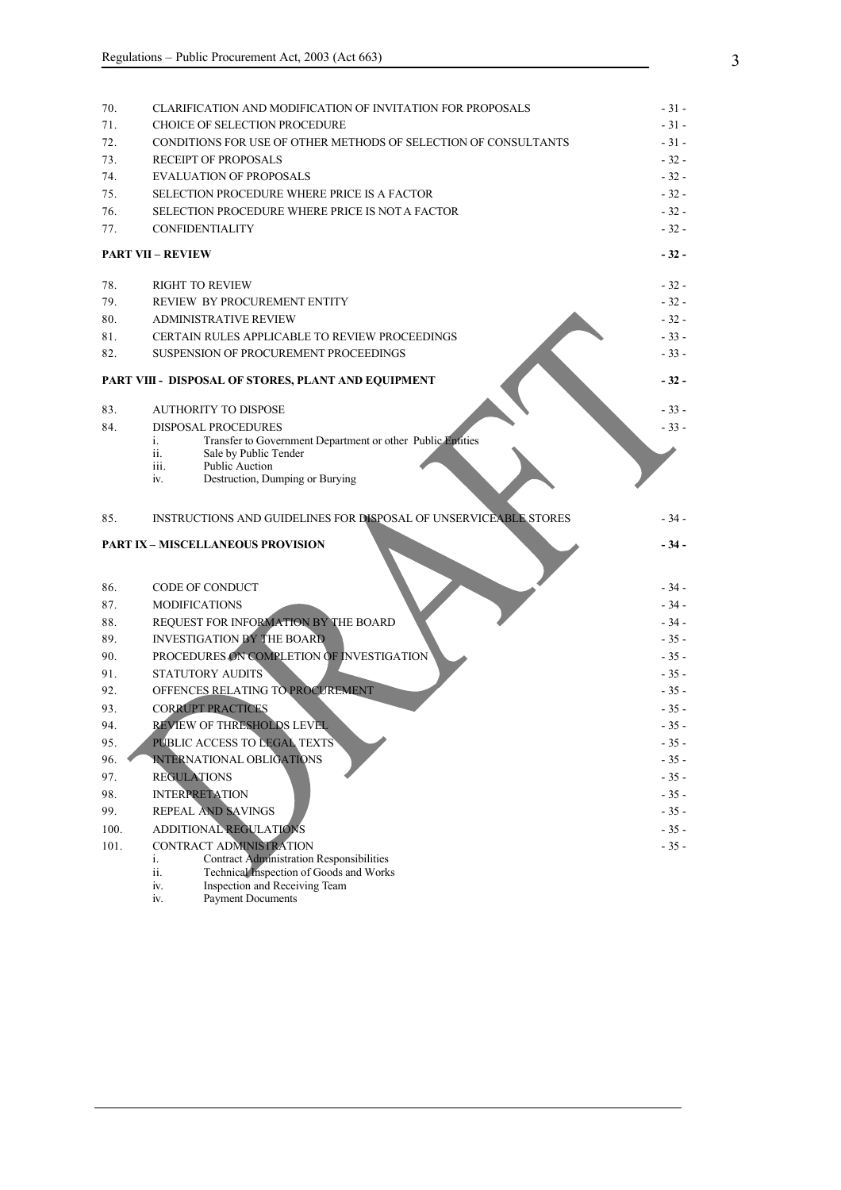| | | |
|---|---|---|
| 70. | CLARIFICATION AND MODIFICATION OF INVITATION FOR PROPOSALS | - 31 - |
| 71. | CHOICE OF SELECTION PROCEDURE | - 31 - |
| 72. | CONDITIONS FOR USE OF OTHER METHODS OF SELECTION OF CONSULTANTS | - 31 - |
| 73. | RECEIPT OF PROPOSALS | - 32 - |
| 74. | EVALUATION OF PROPOSALS | - 32 - |
| 75. | SELECTION PROCEDURE WHERE PRICE IS A FACTOR | - 32 - |
| 76. | SELECTION PROCEDURE WHERE PRICE IS NOT A FACTOR | - 32 - |
| 77. | CONFIDENTIALITY | - 32 - |

**PART VII – REVIEW** **- 32 -**

| | | |
|---|---|---|
| 78. | RIGHT TO REVIEW | - 32 - |
| 79. | REVIEW BY PROCUREMENT ENTITY | - 32 - |
| 80. | ADMINISTRATIVE REVIEW | - 32 - |
| 81. | CERTAIN RULES APPLICABLE TO REVIEW PROCEEDINGS | - 33 - |
| 82. | SUSPENSION OF PROCUREMENT PROCEEDINGS | - 33 - |

**PART VIII - DISPOSAL OF STORES, PLANT AND EQUIPMENT** **- 32 -**

| | | |
|---|---|---|
| 83. | AUTHORITY TO DISPOSE | - 33 - |
| 84. | DISPOSAL PROCEDURES<br>i. Transfer to Government Department or other Public Entities<br>ii. Sale by Public Tender<br>iii. Public Auction<br>iv. Destruction, Dumping or Burying | - 33 - |
| 85. | INSTRUCTIONS AND GUIDELINES FOR DISPOSAL OF UNSERVICEABLE STORES | - 34 - |

**PART IX – MISCELLANEOUS PROVISION** **- 34 -**

| | | |
|---|---|---|
| 86. | CODE OF CONDUCT | - 34 - |
| 87. | MODIFICATIONS | - 34 - |
| 88. | REQUEST FOR INFORMATION BY THE BOARD | - 34 - |
| 89. | INVESTIGATION BY THE BOARD | - 35 - |
| 90. | PROCEDURES ON COMPLETION OF INVESTIGATION | - 35 - |
| 91. | STATUTORY AUDITS | - 35 - |
| 92. | OFFENCES RELATING TO PROCUREMENT | - 35 - |
| 93. | CORRUPT PRACTICES | - 35 - |
| 94. | REVIEW OF THRESHOLDS LEVEL | - 35 - |
| 95. | PUBLIC ACCESS TO LEGAL TEXTS | - 35 - |
| 96. | INTERNATIONAL OBLIGATIONS | - 35 - |
| 97. | REGULATIONS | - 35 - |
| 98. | INTERPRETATION | - 35 - |
| 99. | REPEAL AND SAVINGS | - 35 - |
| 100. | ADDITIONAL REGULATIONS | - 35 - |
| 101. | CONTRACT ADMINISTRATION<br>i. Contract Administration Responsibilities<br>ii. Technical Inspection of Goods and Works<br>iv. Inspection and Receiving Team<br>iv. Payment Documents | - 35 - |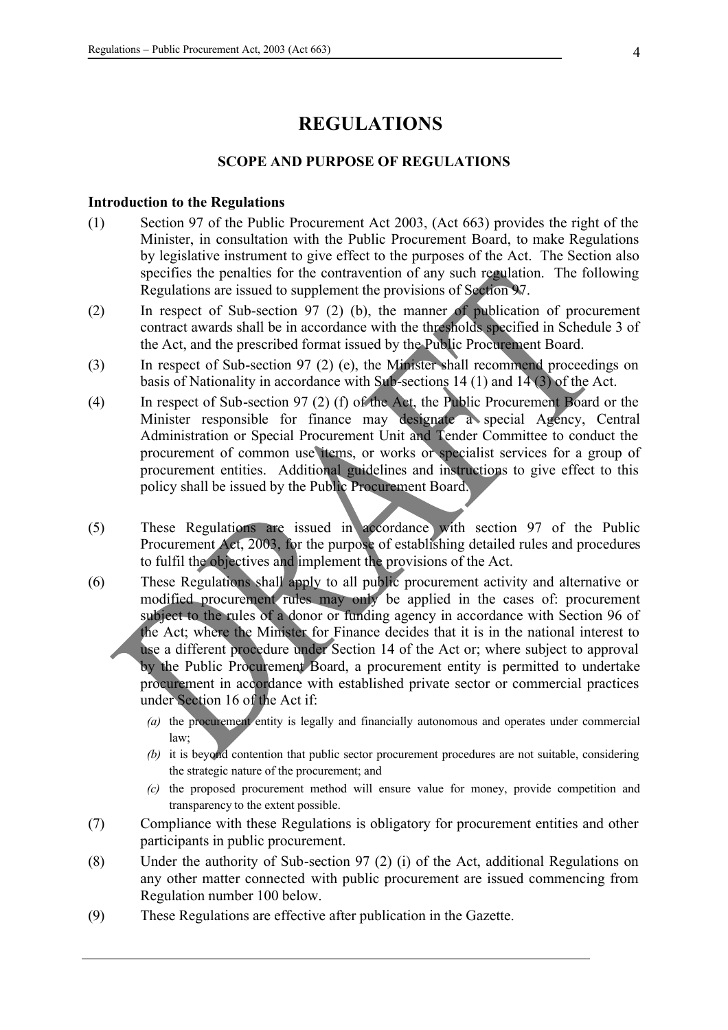# REGULATIONS

## SCOPE AND PURPOSE OF REGULATIONS

**Introduction to the Regulations**

(1) Section 97 of the Public Procurement Act 2003, (Act 663) provides the right of the Minister, in consultation with the Public Procurement Board, to make Regulations by legislative instrument to give effect to the purposes of the Act. The Section also specifies the penalties for the contravention of any such regulation. The following Regulations are issued to supplement the provisions of Section 97.

(2) In respect of Sub-section 97 (2) (b), the manner of publication of procurement contract awards shall be in accordance with the thresholds specified in Schedule 3 of the Act, and the prescribed format issued by the Public Procurement Board.

(3) In respect of Sub-section 97 (2) (e), the Minister shall recommend proceedings on basis of Nationality in accordance with Sub-sections 14 (1) and 14 (3) of the Act.

(4) In respect of Sub-section 97 (2) (f) of the Act, the Public Procurement Board or the Minister responsible for finance may designate a special Agency, Central Administration or Special Procurement Unit and Tender Committee to conduct the procurement of common use items, or works or specialist services for a group of procurement entities. Additional guidelines and instructions to give effect to this policy shall be issued by the Public Procurement Board.

(5) These Regulations are issued in accordance with section 97 of the Public Procurement Act, 2003, for the purpose of establishing detailed rules and procedures to fulfil the objectives and implement the provisions of the Act.

(6) These Regulations shall apply to all public procurement activity and alternative or modified procurement rules may only be applied in the cases of: procurement subject to the rules of a donor or funding agency in accordance with Section 96 of the Act; where the Minister for Finance decides that it is in the national interest to use a different procedure under Section 14 of the Act or; where subject to approval by the Public Procurement Board, a procurement entity is permitted to undertake procurement in accordance with established private sector or commercial practices under Section 16 of the Act if:

*(a)* the procurement entity is legally and financially autonomous and operates under commercial law;

*(b)* it is beyond contention that public sector procurement procedures are not suitable, considering the strategic nature of the procurement; and

*(c)* the proposed procurement method will ensure value for money, provide competition and transparency to the extent possible.

(7) Compliance with these Regulations is obligatory for procurement entities and other participants in public procurement.

(8) Under the authority of Sub-section 97 (2) (i) of the Act, additional Regulations on any other matter connected with public procurement are issued commencing from Regulation number 100 below.

(9) These Regulations are effective after publication in the Gazette.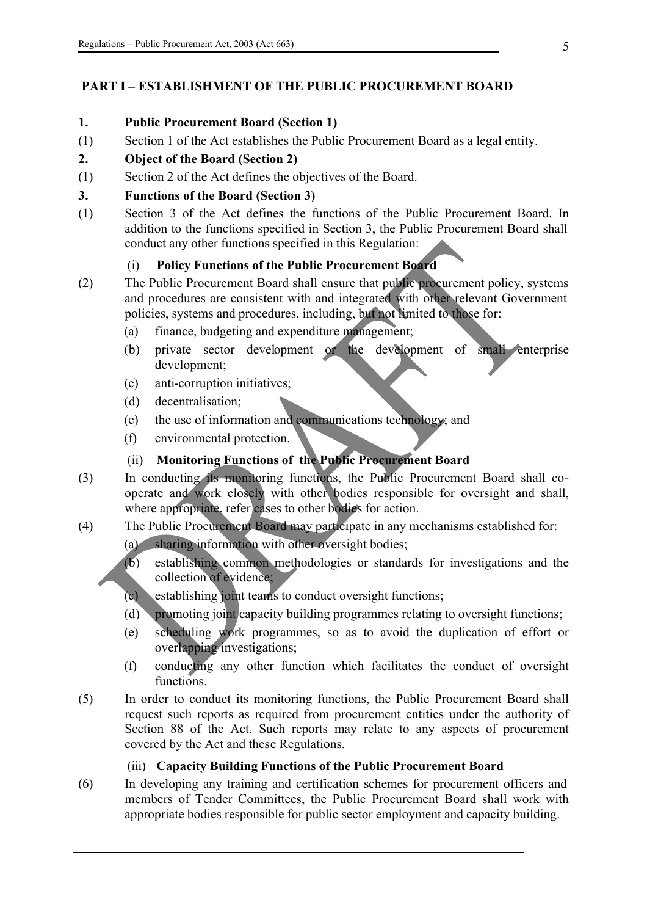## PART I – ESTABLISHMENT OF THE PUBLIC PROCUREMENT BOARD

**1. Public Procurement Board (Section 1)**

(1) Section 1 of the Act establishes the Public Procurement Board as a legal entity.

**2. Object of the Board (Section 2)**

(1) Section 2 of the Act defines the objectives of the Board.

**3. Functions of the Board (Section 3)**

(1) Section 3 of the Act defines the functions of the Public Procurement Board. In addition to the functions specified in Section 3, the Public Procurement Board shall conduct any other functions specified in this Regulation:

(i) **Policy Functions of the Public Procurement Board**

(2) The Public Procurement Board shall ensure that public procurement policy, systems and procedures are consistent with and integrated with other relevant Government policies, systems and procedures, including, but not limited to those for:

- (a) finance, budgeting and expenditure management;
- (b) private sector development or the development of small enterprise development;
- (c) anti-corruption initiatives;
- (d) decentralisation;
- (e) the use of information and communications technology; and
- (f) environmental protection.

(ii) **Monitoring Functions of the Public Procurement Board**

(3) In conducting its monitoring functions, the Public Procurement Board shall co-operate and work closely with other bodies responsible for oversight and shall, where appropriate, refer cases to other bodies for action.

(4) The Public Procurement Board may participate in any mechanisms established for:

- (a) sharing information with other oversight bodies;
- (b) establishing common methodologies or standards for investigations and the collection of evidence;
- (c) establishing joint teams to conduct oversight functions;
- (d) promoting joint capacity building programmes relating to oversight functions;
- (e) scheduling work programmes, so as to avoid the duplication of effort or overlapping investigations;
- (f) conducting any other function which facilitates the conduct of oversight functions.

(5) In order to conduct its monitoring functions, the Public Procurement Board shall request such reports as required from procurement entities under the authority of Section 88 of the Act. Such reports may relate to any aspects of procurement covered by the Act and these Regulations.

(iii) **Capacity Building Functions of the Public Procurement Board**

(6) In developing any training and certification schemes for procurement officers and members of Tender Committees, the Public Procurement Board shall work with appropriate bodies responsible for public sector employment and capacity building.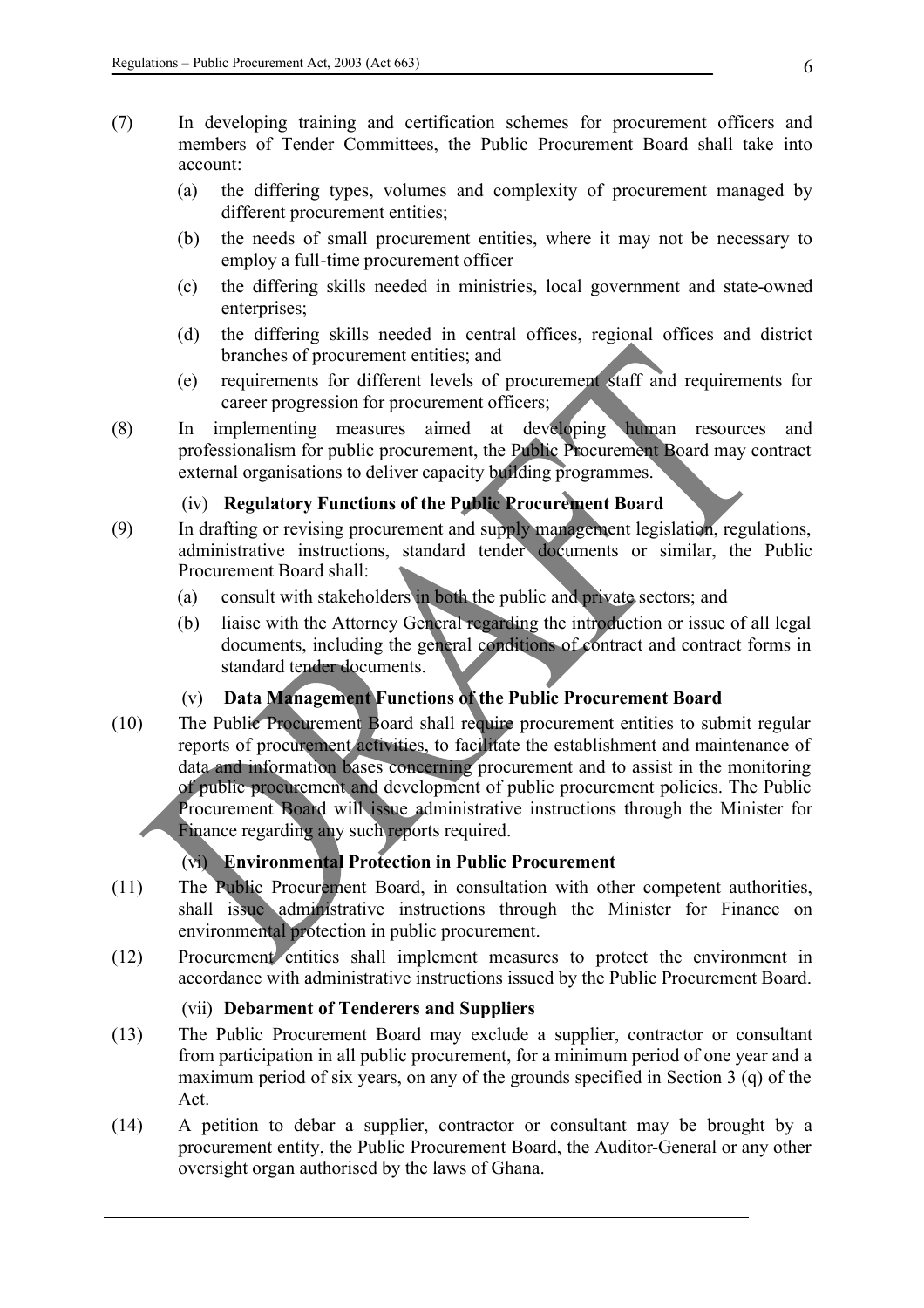(7) In developing training and certification schemes for procurement officers and members of Tender Committees, the Public Procurement Board shall take into account:

(a) the differing types, volumes and complexity of procurement managed by different procurement entities;

(b) the needs of small procurement entities, where it may not be necessary to employ a full-time procurement officer

(c) the differing skills needed in ministries, local government and state-owned enterprises;

(d) the differing skills needed in central offices, regional offices and district branches of procurement entities; and

(e) requirements for different levels of procurement staff and requirements for career progression for procurement officers;

(8) In implementing measures aimed at developing human resources and professionalism for public procurement, the Public Procurement Board may contract external organisations to deliver capacity building programmes.

#### (iv) Regulatory Functions of the Public Procurement Board

(9) In drafting or revising procurement and supply management legislation, regulations, administrative instructions, standard tender documents or similar, the Public Procurement Board shall:

(a) consult with stakeholders in both the public and private sectors; and

(b) liaise with the Attorney General regarding the introduction or issue of all legal documents, including the general conditions of contract and contract forms in standard tender documents.

#### (v) Data Management Functions of the Public Procurement Board

(10) The Public Procurement Board shall require procurement entities to submit regular reports of procurement activities, to facilitate the establishment and maintenance of data and information bases concerning procurement and to assist in the monitoring of public procurement and development of public procurement policies. The Public Procurement Board will issue administrative instructions through the Minister for Finance regarding any such reports required.

#### (vi) Environmental Protection in Public Procurement

(11) The Public Procurement Board, in consultation with other competent authorities, shall issue administrative instructions through the Minister for Finance on environmental protection in public procurement.

(12) Procurement entities shall implement measures to protect the environment in accordance with administrative instructions issued by the Public Procurement Board.

#### (vii) Debarment of Tenderers and Suppliers

(13) The Public Procurement Board may exclude a supplier, contractor or consultant from participation in all public procurement, for a minimum period of one year and a maximum period of six years, on any of the grounds specified in Section 3 (q) of the Act.

(14) A petition to debar a supplier, contractor or consultant may be brought by a procurement entity, the Public Procurement Board, the Auditor-General or any other oversight organ authorised by the laws of Ghana.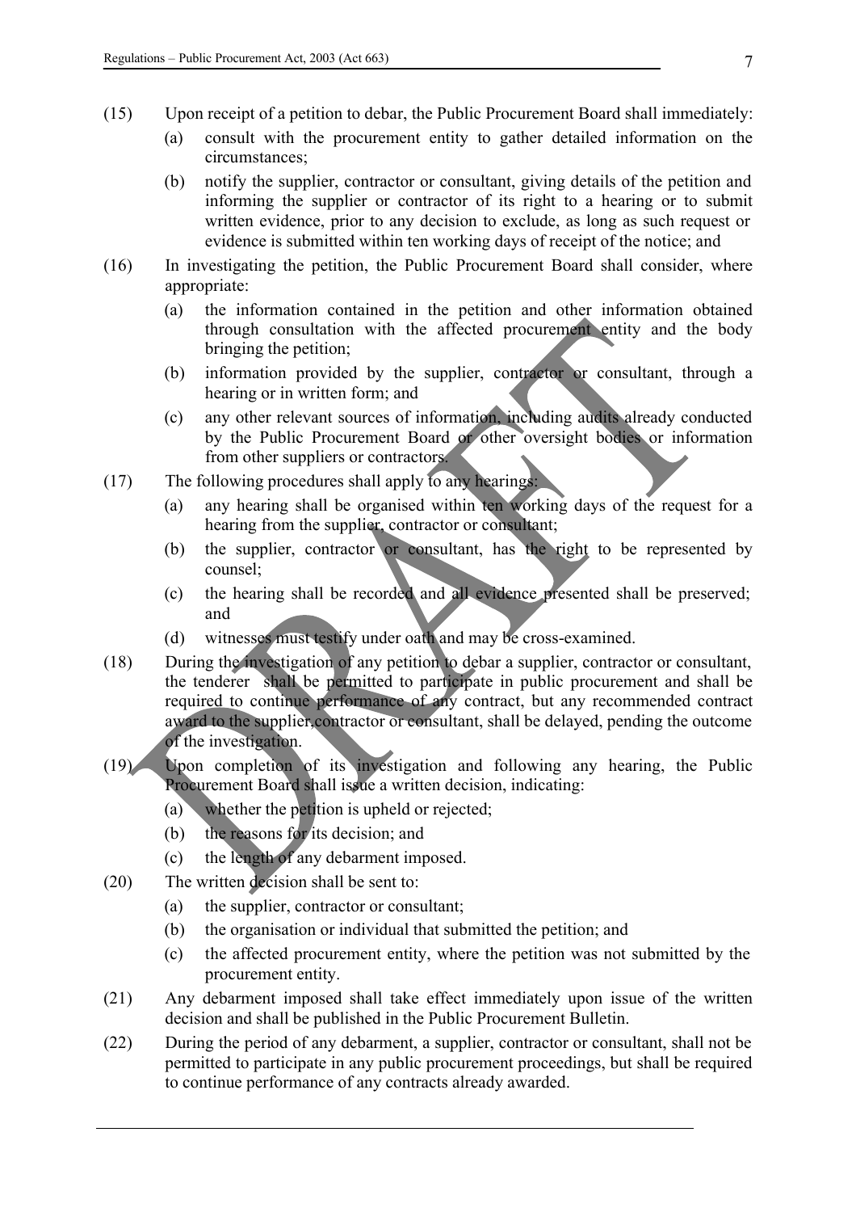(15) Upon receipt of a petition to debar, the Public Procurement Board shall immediately:

   (a) consult with the procurement entity to gather detailed information on the circumstances;

   (b) notify the supplier, contractor or consultant, giving details of the petition and informing the supplier or contractor of its right to a hearing or to submit written evidence, prior to any decision to exclude, as long as such request or evidence is submitted within ten working days of receipt of the notice; and

(16) In investigating the petition, the Public Procurement Board shall consider, where appropriate:

   (a) the information contained in the petition and other information obtained through consultation with the affected procurement entity and the body bringing the petition;

   (b) information provided by the supplier, contractor or consultant, through a hearing or in written form; and

   (c) any other relevant sources of information, including audits already conducted by the Public Procurement Board or other oversight bodies or information from other suppliers or contractors.

(17) The following procedures shall apply to any hearings:

   (a) any hearing shall be organised within ten working days of the request for a hearing from the supplier, contractor or consultant;

   (b) the supplier, contractor or consultant, has the right to be represented by counsel;

   (c) the hearing shall be recorded and all evidence presented shall be preserved; and

   (d) witnesses must testify under oath and may be cross-examined.

(18) During the investigation of any petition to debar a supplier, contractor or consultant, the tenderer shall be permitted to participate in public procurement and shall be required to continue performance of any contract, but any recommended contract award to the supplier,contractor or consultant, shall be delayed, pending the outcome of the investigation.

(19) Upon completion of its investigation and following any hearing, the Public Procurement Board shall issue a written decision, indicating:

   (a) whether the petition is upheld or rejected;

   (b) the reasons for its decision; and

   (c) the length of any debarment imposed.

(20) The written decision shall be sent to:

   (a) the supplier, contractor or consultant;

   (b) the organisation or individual that submitted the petition; and

   (c) the affected procurement entity, where the petition was not submitted by the procurement entity.

(21) Any debarment imposed shall take effect immediately upon issue of the written decision and shall be published in the Public Procurement Bulletin.

(22) During the period of any debarment, a supplier, contractor or consultant, shall not be permitted to participate in any public procurement proceedings, but shall be required to continue performance of any contracts already awarded.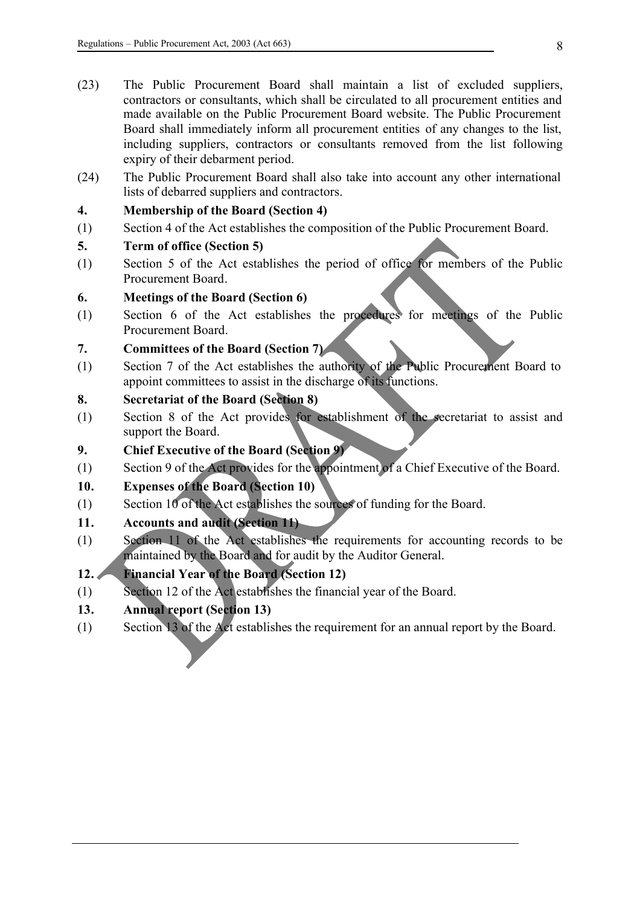(23) The Public Procurement Board shall maintain a list of excluded suppliers, contractors or consultants, which shall be circulated to all procurement entities and made available on the Public Procurement Board website. The Public Procurement Board shall immediately inform all procurement entities of any changes to the list, including suppliers, contractors or consultants removed from the list following expiry of their debarment period.

(24) The Public Procurement Board shall also take into account any other international lists of debarred suppliers and contractors.

**4. Membership of the Board (Section 4)**

(1) Section 4 of the Act establishes the composition of the Public Procurement Board.

**5. Term of office (Section 5)**

(1) Section 5 of the Act establishes the period of office for members of the Public Procurement Board.

**6. Meetings of the Board (Section 6)**

(1) Section 6 of the Act establishes the procedures for meetings of the Public Procurement Board.

**7. Committees of the Board (Section 7)**

(1) Section 7 of the Act establishes the authority of the Public Procurement Board to appoint committees to assist in the discharge of its functions.

**8. Secretariat of the Board (Section 8)**

(1) Section 8 of the Act provides for establishment of the secretariat to assist and support the Board.

**9. Chief Executive of the Board (Section 9)**

(1) Section 9 of the Act provides for the appointment of a Chief Executive of the Board.

**10. Expenses of the Board (Section 10)**

(1) Section 10 of the Act establishes the sources of funding for the Board.

**11. Accounts and audit (Section 11)**

(1) Section 11 of the Act establishes the requirements for accounting records to be maintained by the Board and for audit by the Auditor General.

**12. Financial Year of the Board (Section 12)**

(1) Section 12 of the Act establishes the financial year of the Board.

**13. Annual report (Section 13)**

(1) Section 13 of the Act establishes the requirement for an annual report by the Board.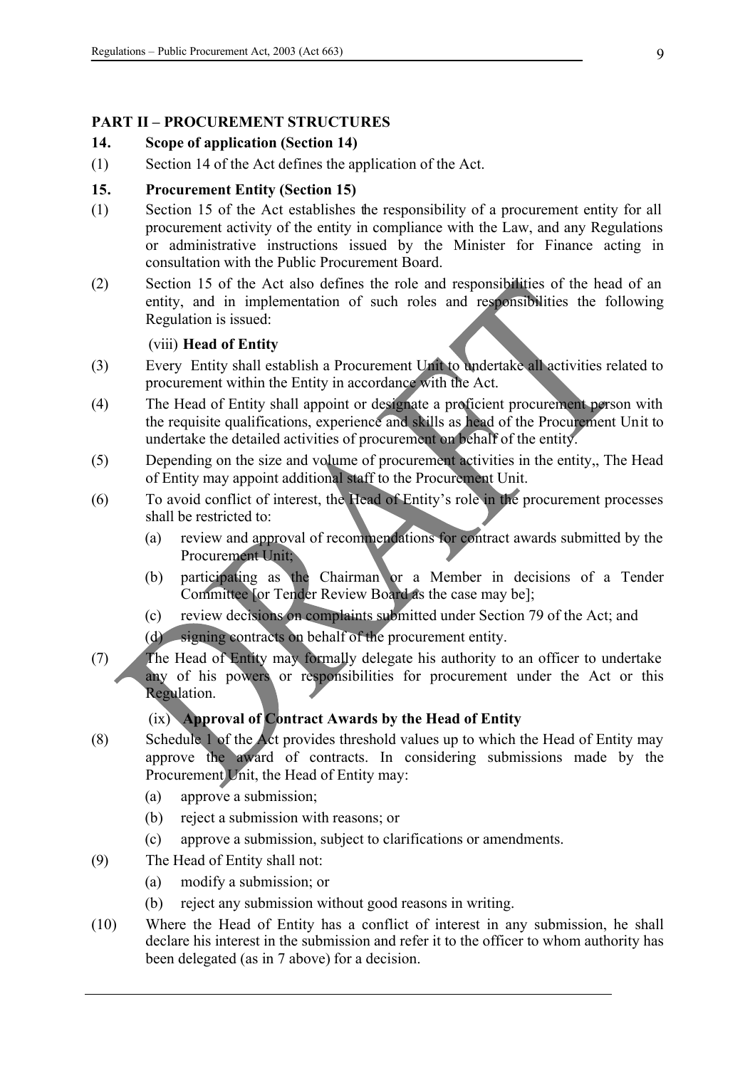## PART II – PROCUREMENT STRUCTURES

### 14. Scope of application (Section 14)

(1) Section 14 of the Act defines the application of the Act.

### 15. Procurement Entity (Section 15)

(1) Section 15 of the Act establishes the responsibility of a procurement entity for all procurement activity of the entity in compliance with the Law, and any Regulations or administrative instructions issued by the Minister for Finance acting in consultation with the Public Procurement Board.

(2) Section 15 of the Act also defines the role and responsibilities of the head of an entity, and in implementation of such roles and responsibilities the following Regulation is issued:

(viii) **Head of Entity**

(3) Every Entity shall establish a Procurement Unit to undertake all activities related to procurement within the Entity in accordance with the Act.

(4) The Head of Entity shall appoint or designate a proficient procurement person with the requisite qualifications, experience and skills as head of the Procurement Unit to undertake the detailed activities of procurement on behalf of the entity.

(5) Depending on the size and volume of procurement activities in the entity,, The Head of Entity may appoint additional staff to the Procurement Unit.

(6) To avoid conflict of interest, the Head of Entity's role in the procurement processes shall be restricted to:

(a) review and approval of recommendations for contract awards submitted by the Procurement Unit;

(b) participating as the Chairman or a Member in decisions of a Tender Committee [or Tender Review Board as the case may be];

(c) review decisions on complaints submitted under Section 79 of the Act; and

(d) signing contracts on behalf of the procurement entity.

(7) The Head of Entity may formally delegate his authority to an officer to undertake any of his powers or responsibilities for procurement under the Act or this Regulation.

(ix) **Approval of Contract Awards by the Head of Entity**

(8) Schedule 1 of the Act provides threshold values up to which the Head of Entity may approve the award of contracts. In considering submissions made by the Procurement Unit, the Head of Entity may:

(a) approve a submission;

(b) reject a submission with reasons; or

(c) approve a submission, subject to clarifications or amendments.

(9) The Head of Entity shall not:

(a) modify a submission; or

(b) reject any submission without good reasons in writing.

(10) Where the Head of Entity has a conflict of interest in any submission, he shall declare his interest in the submission and refer it to the officer to whom authority has been delegated (as in 7 above) for a decision.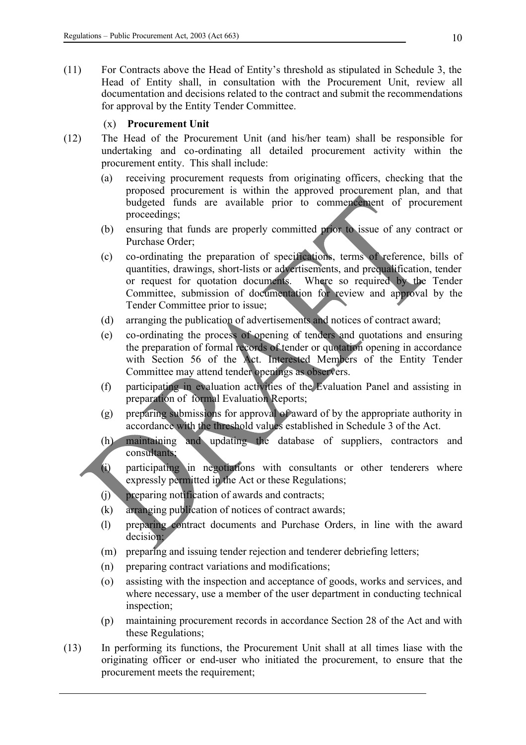(11) For Contracts above the Head of Entity's threshold as stipulated in Schedule 3, the Head of Entity shall, in consultation with the Procurement Unit, review all documentation and decisions related to the contract and submit the recommendations for approval by the Entity Tender Committee.

(x) **Procurement Unit**

(12) The Head of the Procurement Unit (and his/her team) shall be responsible for undertaking and co-ordinating all detailed procurement activity within the procurement entity. This shall include:

(a) receiving procurement requests from originating officers, checking that the proposed procurement is within the approved procurement plan, and that budgeted funds are available prior to commencement of procurement proceedings;

(b) ensuring that funds are properly committed prior to issue of any contract or Purchase Order;

(c) co-ordinating the preparation of specifications, terms of reference, bills of quantities, drawings, short-lists or advertisements, and prequalification, tender or request for quotation documents. Where so required by the Tender Committee, submission of documentation for review and approval by the Tender Committee prior to issue;

(d) arranging the publication of advertisements and notices of contract award;

(e) co-ordinating the process of opening of tenders and quotations and ensuring the preparation of formal records of tender or quotation opening in accordance with Section 56 of the Act. Interested Members of the Entity Tender Committee may attend tender openings as observers.

(f) participating in evaluation activities of the Evaluation Panel and assisting in preparation of formal Evaluation Reports;

(g) preparing submissions for approval of award of by the appropriate authority in accordance with the threshold values established in Schedule 3 of the Act.

(h) maintaining and updating the database of suppliers, contractors and consultants;

(i) participating in negotiations with consultants or other tenderers where expressly permitted in the Act or these Regulations;

(j) preparing notification of awards and contracts;

(k) arranging publication of notices of contract awards;

(l) preparing contract documents and Purchase Orders, in line with the award decision;

(m) preparing and issuing tender rejection and tenderer debriefing letters;

(n) preparing contract variations and modifications;

(o) assisting with the inspection and acceptance of goods, works and services, and where necessary, use a member of the user department in conducting technical inspection;

(p) maintaining procurement records in accordance Section 28 of the Act and with these Regulations;

(13) In performing its functions, the Procurement Unit shall at all times liase with the originating officer or end-user who initiated the procurement, to ensure that the procurement meets the requirement;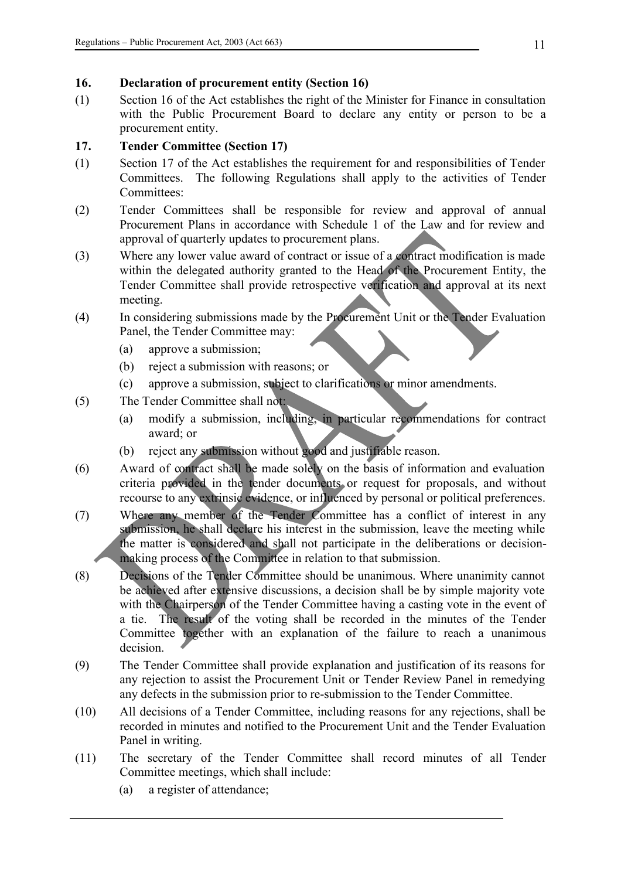## 16. Declaration of procurement entity (Section 16)

(1) Section 16 of the Act establishes the right of the Minister for Finance in consultation with the Public Procurement Board to declare any entity or person to be a procurement entity.

## 17. Tender Committee (Section 17)

(1) Section 17 of the Act establishes the requirement for and responsibilities of Tender Committees. The following Regulations shall apply to the activities of Tender Committees:

(2) Tender Committees shall be responsible for review and approval of annual Procurement Plans in accordance with Schedule 1 of the Law and for review and approval of quarterly updates to procurement plans.

(3) Where any lower value award of contract or issue of a contract modification is made within the delegated authority granted to the Head of the Procurement Entity, the Tender Committee shall provide retrospective verification and approval at its next meeting.

(4) In considering submissions made by the Procurement Unit or the Tender Evaluation Panel, the Tender Committee may:

- (a) approve a submission;
- (b) reject a submission with reasons; or
- (c) approve a submission, subject to clarifications or minor amendments.

(5) The Tender Committee shall not:

- (a) modify a submission, including, in particular recommendations for contract award; or
- (b) reject any submission without good and justifiable reason.

(6) Award of contract shall be made solely on the basis of information and evaluation criteria provided in the tender documents or request for proposals, and without recourse to any extrinsic evidence, or influenced by personal or political preferences.

(7) Where any member of the Tender Committee has a conflict of interest in any submission, he shall declare his interest in the submission, leave the meeting while the matter is considered and shall not participate in the deliberations or decision-making process of the Committee in relation to that submission.

(8) Decisions of the Tender Committee should be unanimous. Where unanimity cannot be achieved after extensive discussions, a decision shall be by simple majority vote with the Chairperson of the Tender Committee having a casting vote in the event of a tie. The result of the voting shall be recorded in the minutes of the Tender Committee together with an explanation of the failure to reach a unanimous decision.

(9) The Tender Committee shall provide explanation and justification of its reasons for any rejection to assist the Procurement Unit or Tender Review Panel in remedying any defects in the submission prior to re-submission to the Tender Committee.

(10) All decisions of a Tender Committee, including reasons for any rejections, shall be recorded in minutes and notified to the Procurement Unit and the Tender Evaluation Panel in writing.

(11) The secretary of the Tender Committee shall record minutes of all Tender Committee meetings, which shall include:

- (a) a register of attendance;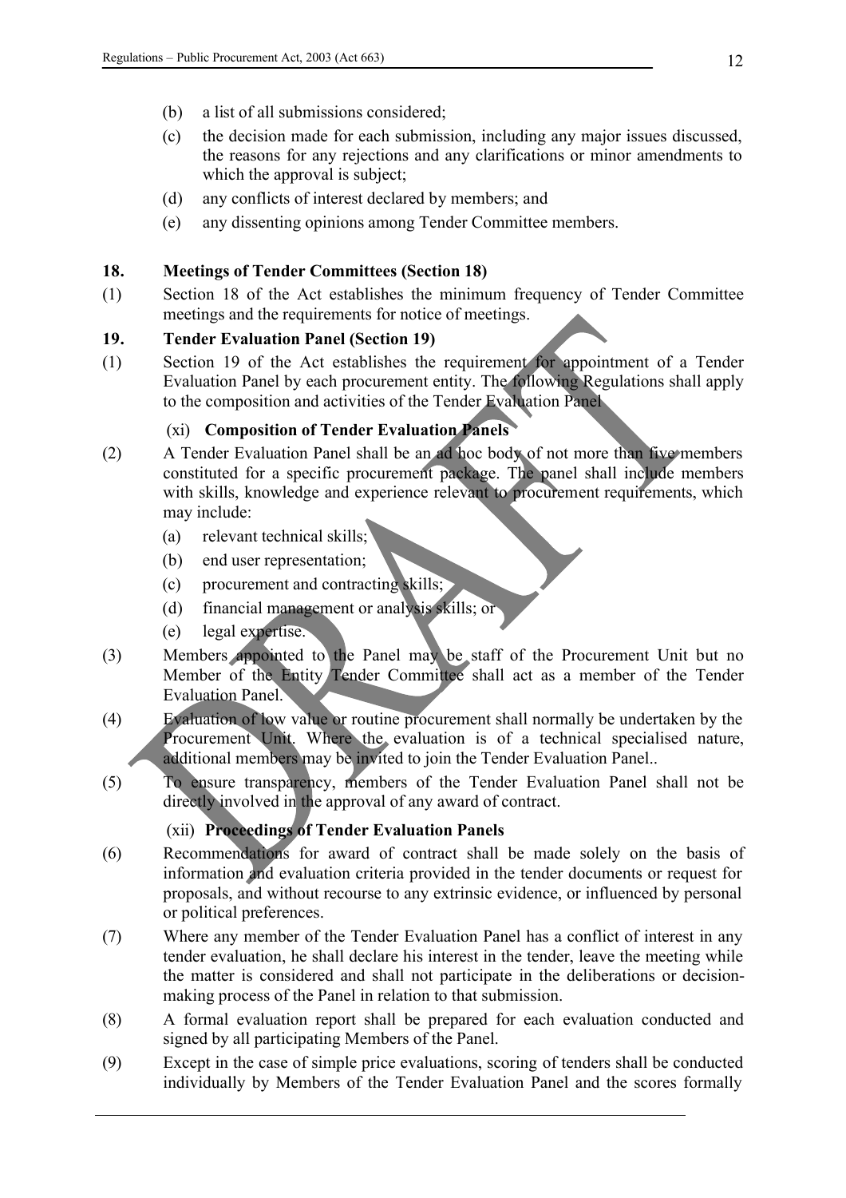(b) a list of all submissions considered;

(c) the decision made for each submission, including any major issues discussed, the reasons for any rejections and any clarifications or minor amendments to which the approval is subject;

(d) any conflicts of interest declared by members; and

(e) any dissenting opinions among Tender Committee members.

## 18. Meetings of Tender Committees (Section 18)

(1) Section 18 of the Act establishes the minimum frequency of Tender Committee meetings and the requirements for notice of meetings.

## 19. Tender Evaluation Panel (Section 19)

(1) Section 19 of the Act establishes the requirement for appointment of a Tender Evaluation Panel by each procurement entity. The following Regulations shall apply to the composition and activities of the Tender Evaluation Panel

### (xi) Composition of Tender Evaluation Panels

(2) A Tender Evaluation Panel shall be an ad hoc body of not more than five members constituted for a specific procurement package. The panel shall include members with skills, knowledge and experience relevant to procurement requirements, which may include:

(a) relevant technical skills;

(b) end user representation;

(c) procurement and contracting skills;

(d) financial management or analysis skills; or

(e) legal expertise.

(3) Members appointed to the Panel may be staff of the Procurement Unit but no Member of the Entity Tender Committee shall act as a member of the Tender Evaluation Panel.

(4) Evaluation of low value or routine procurement shall normally be undertaken by the Procurement Unit. Where the evaluation is of a technical specialised nature, additional members may be invited to join the Tender Evaluation Panel..

(5) To ensure transparency, members of the Tender Evaluation Panel shall not be directly involved in the approval of any award of contract.

### (xii) Proceedings of Tender Evaluation Panels

(6) Recommendations for award of contract shall be made solely on the basis of information and evaluation criteria provided in the tender documents or request for proposals, and without recourse to any extrinsic evidence, or influenced by personal or political preferences.

(7) Where any member of the Tender Evaluation Panel has a conflict of interest in any tender evaluation, he shall declare his interest in the tender, leave the meeting while the matter is considered and shall not participate in the deliberations or decision-making process of the Panel in relation to that submission.

(8) A formal evaluation report shall be prepared for each evaluation conducted and signed by all participating Members of the Panel.

(9) Except in the case of simple price evaluations, scoring of tenders shall be conducted individually by Members of the Tender Evaluation Panel and the scores formally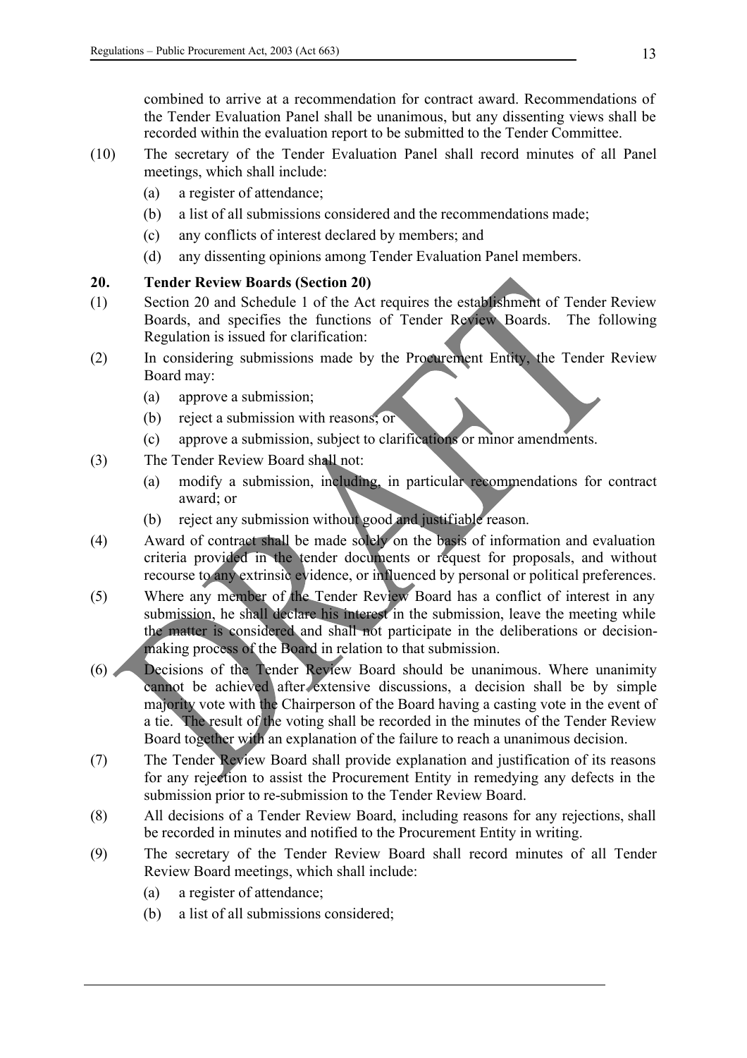combined to arrive at a recommendation for contract award. Recommendations of the Tender Evaluation Panel shall be unanimous, but any dissenting views shall be recorded within the evaluation report to be submitted to the Tender Committee.

(10) The secretary of the Tender Evaluation Panel shall record minutes of all Panel meetings, which shall include:

(a) a register of attendance;

(b) a list of all submissions considered and the recommendations made;

(c) any conflicts of interest declared by members; and

(d) any dissenting opinions among Tender Evaluation Panel members.

### 20. Tender Review Boards (Section 20)

(1) Section 20 and Schedule 1 of the Act requires the establishment of Tender Review Boards, and specifies the functions of Tender Review Boards. The following Regulation is issued for clarification:

(2) In considering submissions made by the Procurement Entity, the Tender Review Board may:

(a) approve a submission;

(b) reject a submission with reasons; or

(c) approve a submission, subject to clarifications or minor amendments.

(3) The Tender Review Board shall not:

(a) modify a submission, including, in particular recommendations for contract award; or

(b) reject any submission without good and justifiable reason.

(4) Award of contract shall be made solely on the basis of information and evaluation criteria provided in the tender documents or request for proposals, and without recourse to any extrinsic evidence, or influenced by personal or political preferences.

(5) Where any member of the Tender Review Board has a conflict of interest in any submission, he shall declare his interest in the submission, leave the meeting while the matter is considered and shall not participate in the deliberations or decision-making process of the Board in relation to that submission.

(6) Decisions of the Tender Review Board should be unanimous. Where unanimity cannot be achieved after extensive discussions, a decision shall be by simple majority vote with the Chairperson of the Board having a casting vote in the event of a tie. The result of the voting shall be recorded in the minutes of the Tender Review Board together with an explanation of the failure to reach a unanimous decision.

(7) The Tender Review Board shall provide explanation and justification of its reasons for any rejection to assist the Procurement Entity in remedying any defects in the submission prior to re-submission to the Tender Review Board.

(8) All decisions of a Tender Review Board, including reasons for any rejections, shall be recorded in minutes and notified to the Procurement Entity in writing.

(9) The secretary of the Tender Review Board shall record minutes of all Tender Review Board meetings, which shall include:

(a) a register of attendance;

(b) a list of all submissions considered;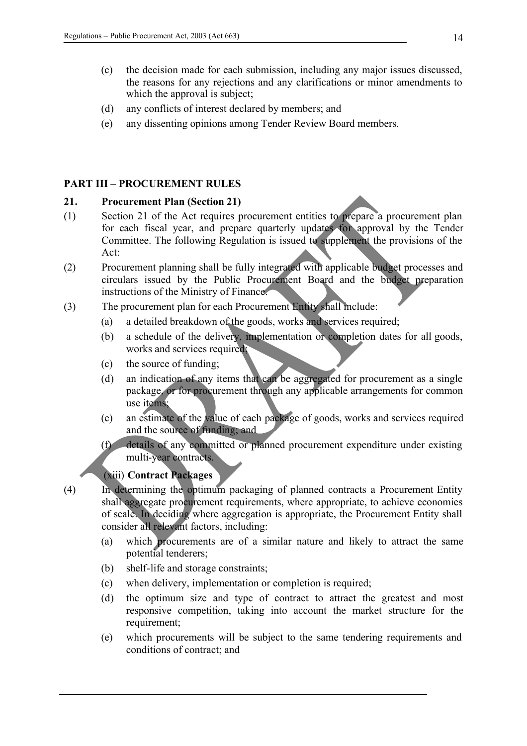(c) the decision made for each submission, including any major issues discussed, the reasons for any rejections and any clarifications or minor amendments to which the approval is subject;

(d) any conflicts of interest declared by members; and

(e) any dissenting opinions among Tender Review Board members.

## PART III – PROCUREMENT RULES

### 21. Procurement Plan (Section 21)

(1) Section 21 of the Act requires procurement entities to prepare a procurement plan for each fiscal year, and prepare quarterly updates for approval by the Tender Committee. The following Regulation is issued to supplement the provisions of the Act:

(2) Procurement planning shall be fully integrated with applicable budget processes and circulars issued by the Public Procurement Board and the budget preparation instructions of the Ministry of Finance.

(3) The procurement plan for each Procurement Entity shall include:

(a) a detailed breakdown of the goods, works and services required;

(b) a schedule of the delivery, implementation or completion dates for all goods, works and services required;

(c) the source of funding;

(d) an indication of any items that can be aggregated for procurement as a single package, or for procurement through any applicable arrangements for common use items;

(e) an estimate of the value of each package of goods, works and services required and the source of funding; and

(f) details of any committed or planned procurement expenditure under existing multi-year contracts.

(xiii) **Contract Packages**

(4) In determining the optimum packaging of planned contracts a Procurement Entity shall aggregate procurement requirements, where appropriate, to achieve economies of scale. In deciding where aggregation is appropriate, the Procurement Entity shall consider all relevant factors, including:

(a) which procurements are of a similar nature and likely to attract the same potential tenderers;

(b) shelf-life and storage constraints;

(c) when delivery, implementation or completion is required;

(d) the optimum size and type of contract to attract the greatest and most responsive competition, taking into account the market structure for the requirement;

(e) which procurements will be subject to the same tendering requirements and conditions of contract; and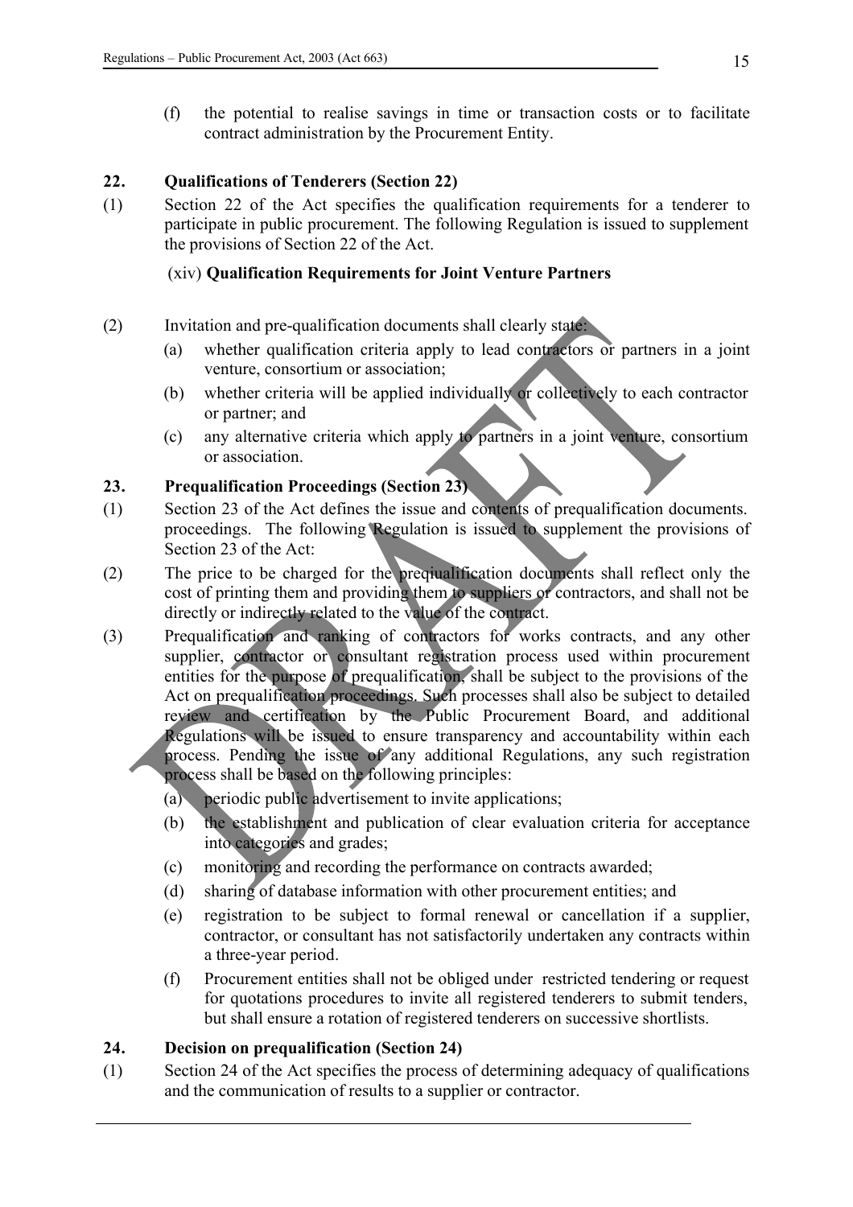(f) the potential to realise savings in time or transaction costs or to facilitate contract administration by the Procurement Entity.

### 22. Qualifications of Tenderers (Section 22)

(1) Section 22 of the Act specifies the qualification requirements for a tenderer to participate in public procurement. The following Regulation is issued to supplement the provisions of Section 22 of the Act.

(xiv) **Qualification Requirements for Joint Venture Partners**

(2) Invitation and pre-qualification documents shall clearly state:

(a) whether qualification criteria apply to lead contractors or partners in a joint venture, consortium or association;

(b) whether criteria will be applied individually or collectively to each contractor or partner; and

(c) any alternative criteria which apply to partners in a joint venture, consortium or association.

### 23. Prequalification Proceedings (Section 23)

(1) Section 23 of the Act defines the issue and contents of prequalification documents. proceedings. The following Regulation is issued to supplement the provisions of Section 23 of the Act:

(2) The price to be charged for the prequalification documents shall reflect only the cost of printing them and providing them to suppliers or contractors, and shall not be directly or indirectly related to the value of the contract.

(3) Prequalification and ranking of contractors for works contracts, and any other supplier, contractor or consultant registration process used within procurement entities for the purpose of prequalification, shall be subject to the provisions of the Act on prequalification proceedings. Such processes shall also be subject to detailed review and certification by the Public Procurement Board, and additional Regulations will be issued to ensure transparency and accountability within each process. Pending the issue of any additional Regulations, any such registration process shall be based on the following principles:

(a) periodic public advertisement to invite applications;

(b) the establishment and publication of clear evaluation criteria for acceptance into categories and grades;

(c) monitoring and recording the performance on contracts awarded;

(d) sharing of database information with other procurement entities; and

(e) registration to be subject to formal renewal or cancellation if a supplier, contractor, or consultant has not satisfactorily undertaken any contracts within a three-year period.

(f) Procurement entities shall not be obliged under restricted tendering or request for quotations procedures to invite all registered tenderers to submit tenders, but shall ensure a rotation of registered tenderers on successive shortlists.

### 24. Decision on prequalification (Section 24)

(1) Section 24 of the Act specifies the process of determining adequacy of qualifications and the communication of results to a supplier or contractor.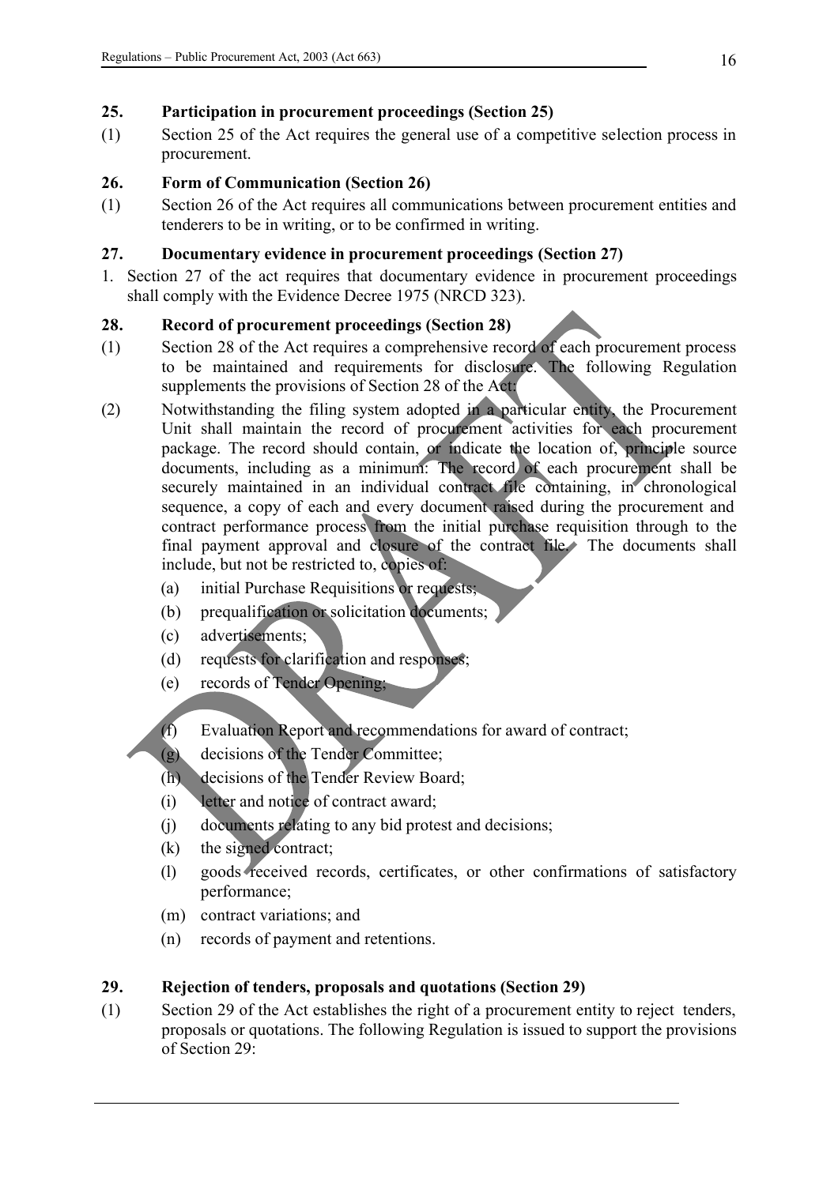## 25. Participation in procurement proceedings (Section 25)

(1) Section 25 of the Act requires the general use of a competitive selection process in procurement.

## 26. Form of Communication (Section 26)

(1) Section 26 of the Act requires all communications between procurement entities and tenderers to be in writing, or to be confirmed in writing.

## 27. Documentary evidence in procurement proceedings (Section 27)

1. Section 27 of the act requires that documentary evidence in procurement proceedings shall comply with the Evidence Decree 1975 (NRCD 323).

## 28. Record of procurement proceedings (Section 28)

(1) Section 28 of the Act requires a comprehensive record of each procurement process to be maintained and requirements for disclosure. The following Regulation supplements the provisions of Section 28 of the Act:

(2) Notwithstanding the filing system adopted in a particular entity, the Procurement Unit shall maintain the record of procurement activities for each procurement package. The record should contain, or indicate the location of, principle source documents, including as a minimum: The record of each procurement shall be securely maintained in an individual contract file containing, in chronological sequence, a copy of each and every document raised during the procurement and contract performance process from the initial purchase requisition through to the final payment approval and closure of the contract file. The documents shall include, but not be restricted to, copies of:

   (a) initial Purchase Requisitions or requests;
   (b) prequalification or solicitation documents;
   (c) advertisements;
   (d) requests for clarification and responses;
   (e) records of Tender Opening;
   (f) Evaluation Report and recommendations for award of contract;
   (g) decisions of the Tender Committee;
   (h) decisions of the Tender Review Board;
   (i) letter and notice of contract award;
   (j) documents relating to any bid protest and decisions;
   (k) the signed contract;
   (l) goods received records, certificates, or other confirmations of satisfactory performance;
   (m) contract variations; and
   (n) records of payment and retentions.

## 29. Rejection of tenders, proposals and quotations (Section 29)

(1) Section 29 of the Act establishes the right of a procurement entity to reject tenders, proposals or quotations. The following Regulation is issued to support the provisions of Section 29: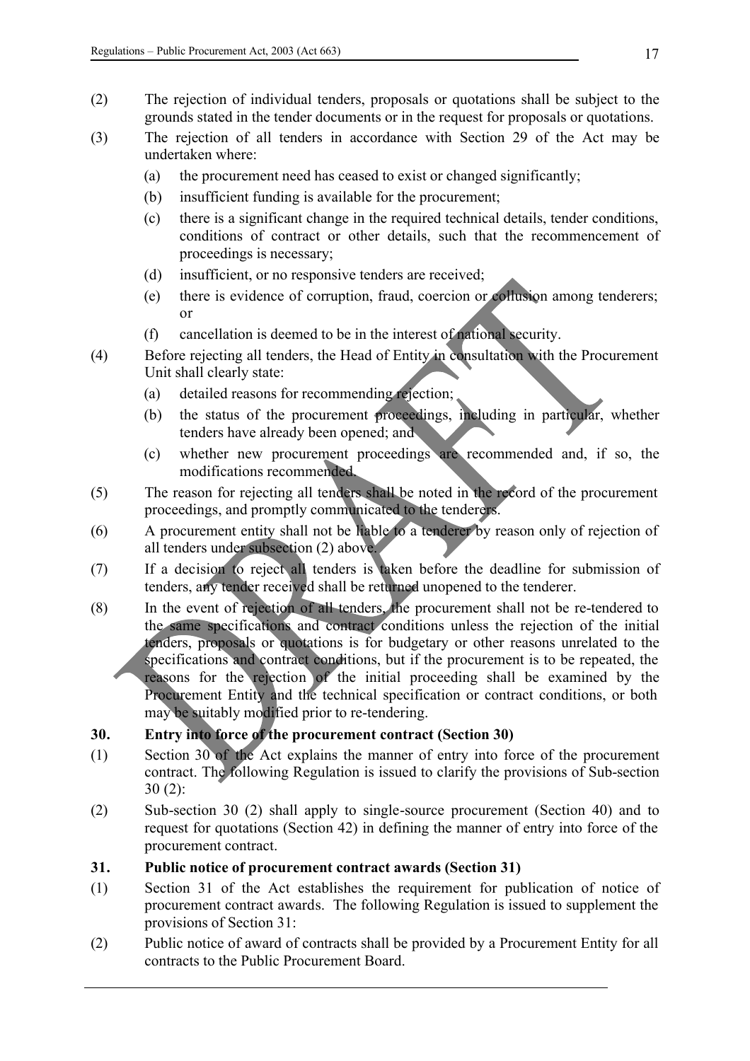(2) The rejection of individual tenders, proposals or quotations shall be subject to the grounds stated in the tender documents or in the request for proposals or quotations.

(3) The rejection of all tenders in accordance with Section 29 of the Act may be undertaken where:

- (a) the procurement need has ceased to exist or changed significantly;
- (b) insufficient funding is available for the procurement;
- (c) there is a significant change in the required technical details, tender conditions, conditions of contract or other details, such that the recommencement of proceedings is necessary;
- (d) insufficient, or no responsive tenders are received;
- (e) there is evidence of corruption, fraud, coercion or collusion among tenderers; or
- (f) cancellation is deemed to be in the interest of national security.

(4) Before rejecting all tenders, the Head of Entity in consultation with the Procurement Unit shall clearly state:

- (a) detailed reasons for recommending rejection;
- (b) the status of the procurement proceedings, including in particular, whether tenders have already been opened; and
- (c) whether new procurement proceedings are recommended and, if so, the modifications recommended.

(5) The reason for rejecting all tenders shall be noted in the record of the procurement proceedings, and promptly communicated to the tenderers.

(6) A procurement entity shall not be liable to a tenderer by reason only of rejection of all tenders under subsection (2) above.

(7) If a decision to reject all tenders is taken before the deadline for submission of tenders, any tender received shall be returned unopened to the tenderer.

(8) In the event of rejection of all tenders, the procurement shall not be re-tendered to the same specifications and contract conditions unless the rejection of the initial tenders, proposals or quotations is for budgetary or other reasons unrelated to the specifications and contract conditions, but if the procurement is to be repeated, the reasons for the rejection of the initial proceeding shall be examined by the Procurement Entity and the technical specification or contract conditions, or both may be suitably modified prior to re-tendering.

## 30. Entry into force of the procurement contract (Section 30)

(1) Section 30 of the Act explains the manner of entry into force of the procurement contract. The following Regulation is issued to clarify the provisions of Sub-section 30 (2):

(2) Sub-section 30 (2) shall apply to single-source procurement (Section 40) and to request for quotations (Section 42) in defining the manner of entry into force of the procurement contract.

## 31. Public notice of procurement contract awards (Section 31)

(1) Section 31 of the Act establishes the requirement for publication of notice of procurement contract awards. The following Regulation is issued to supplement the provisions of Section 31:

(2) Public notice of award of contracts shall be provided by a Procurement Entity for all contracts to the Public Procurement Board.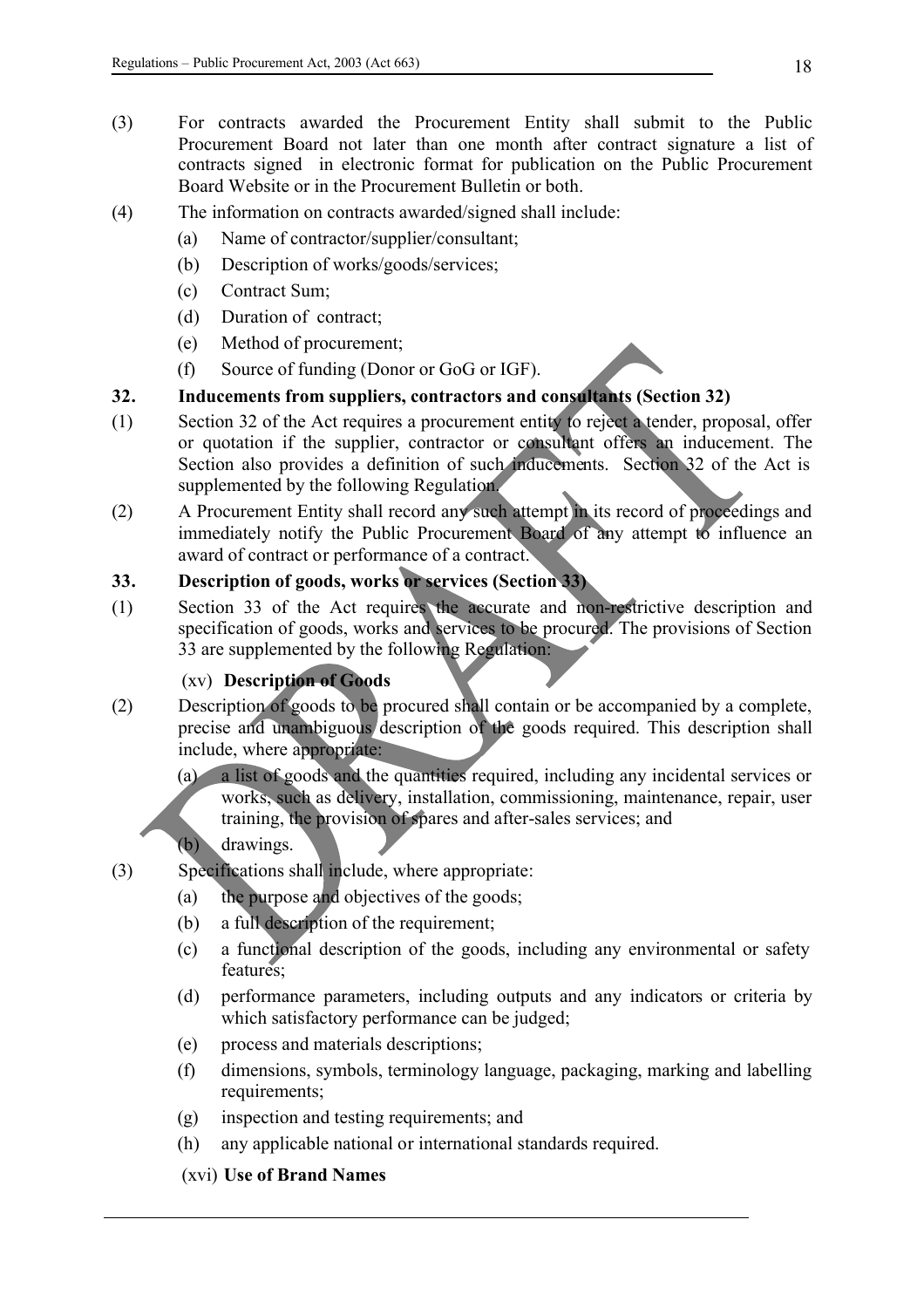(3) For contracts awarded the Procurement Entity shall submit to the Public Procurement Board not later than one month after contract signature a list of contracts signed in electronic format for publication on the Public Procurement Board Website or in the Procurement Bulletin or both.

(4) The information on contracts awarded/signed shall include:

- (a) Name of contractor/supplier/consultant;
- (b) Description of works/goods/services;
- (c) Contract Sum;
- (d) Duration of contract;
- (e) Method of procurement;
- (f) Source of funding (Donor or GoG or IGF).

### 32. Inducements from suppliers, contractors and consultants (Section 32)

(1) Section 32 of the Act requires a procurement entity to reject a tender, proposal, offer or quotation if the supplier, contractor or consultant offers an inducement. The Section also provides a definition of such inducements. Section 32 of the Act is supplemented by the following Regulation.

(2) A Procurement Entity shall record any such attempt in its record of proceedings and immediately notify the Public Procurement Board of any attempt to influence an award of contract or performance of a contract.

### 33. Description of goods, works or services (Section 33)

(1) Section 33 of the Act requires the accurate and non-restrictive description and specification of goods, works and services to be procured. The provisions of Section 33 are supplemented by the following Regulation:

(xv) **Description of Goods**

(2) Description of goods to be procured shall contain or be accompanied by a complete, precise and unambiguous description of the goods required. This description shall include, where appropriate:

- (a) a list of goods and the quantities required, including any incidental services or works, such as delivery, installation, commissioning, maintenance, repair, user training, the provision of spares and after-sales services; and
- (b) drawings.

(3) Specifications shall include, where appropriate:

- (a) the purpose and objectives of the goods;
- (b) a full description of the requirement;
- (c) a functional description of the goods, including any environmental or safety features;
- (d) performance parameters, including outputs and any indicators or criteria by which satisfactory performance can be judged;
- (e) process and materials descriptions;
- (f) dimensions, symbols, terminology language, packaging, marking and labelling requirements;
- (g) inspection and testing requirements; and
- (h) any applicable national or international standards required.

(xvi) **Use of Brand Names**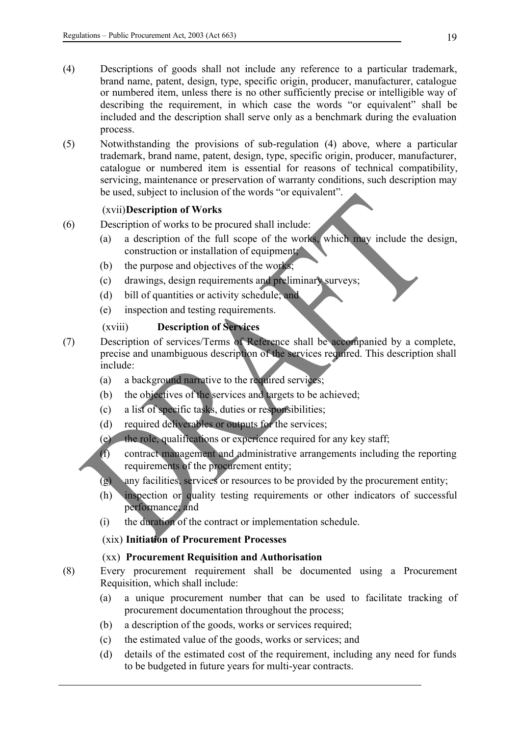(4) Descriptions of goods shall not include any reference to a particular trademark, brand name, patent, design, type, specific origin, producer, manufacturer, catalogue or numbered item, unless there is no other sufficiently precise or intelligible way of describing the requirement, in which case the words "or equivalent" shall be included and the description shall serve only as a benchmark during the evaluation process.

(5) Notwithstanding the provisions of sub-regulation (4) above, where a particular trademark, brand name, patent, design, type, specific origin, producer, manufacturer, catalogue or numbered item is essential for reasons of technical compatibility, servicing, maintenance or preservation of warranty conditions, such description may be used, subject to inclusion of the words "or equivalent".

(xvii) **Description of Works**

(6) Description of works to be procured shall include:

- (a) a description of the full scope of the works, which may include the design, construction or installation of equipment;
- (b) the purpose and objectives of the works;
- (c) drawings, design requirements and preliminary surveys;
- (d) bill of quantities or activity schedule; and
- (e) inspection and testing requirements.

(xviii) **Description of Services**

(7) Description of services/Terms of Reference shall be accompanied by a complete, precise and unambiguous description of the services required. This description shall include:

- (a) a background narrative to the required services;
- (b) the objectives of the services and targets to be achieved;
- (c) a list of specific tasks, duties or responsibilities;
- (d) required deliverables or outputs for the services;
- (e) the role, qualifications or experience required for any key staff;
- (f) contract management and administrative arrangements including the reporting requirements of the procurement entity;
- (g) any facilities, services or resources to be provided by the procurement entity;
- (h) inspection or quality testing requirements or other indicators of successful performance; and
- (i) the duration of the contract or implementation schedule.

(xix) **Initiation of Procurement Processes**

(xx) **Procurement Requisition and Authorisation**

(8) Every procurement requirement shall be documented using a Procurement Requisition, which shall include:

- (a) a unique procurement number that can be used to facilitate tracking of procurement documentation throughout the process;
- (b) a description of the goods, works or services required;
- (c) the estimated value of the goods, works or services; and
- (d) details of the estimated cost of the requirement, including any need for funds to be budgeted in future years for multi-year contracts.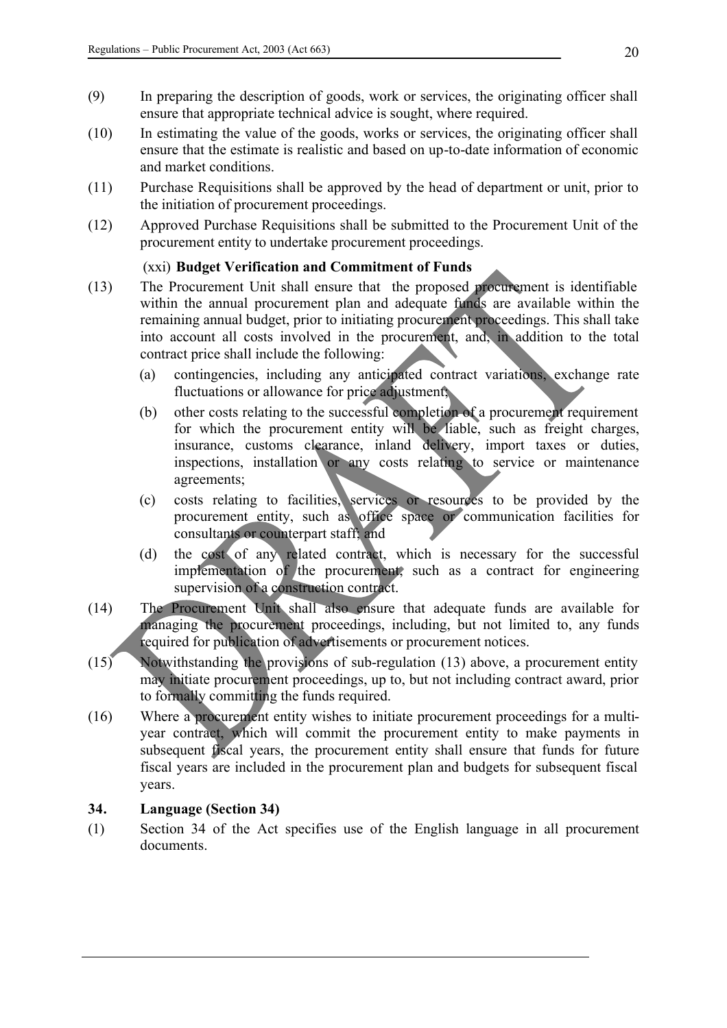(9) In preparing the description of goods, work or services, the originating officer shall ensure that appropriate technical advice is sought, where required.

(10) In estimating the value of the goods, works or services, the originating officer shall ensure that the estimate is realistic and based on up-to-date information of economic and market conditions.

(11) Purchase Requisitions shall be approved by the head of department or unit, prior to the initiation of procurement proceedings.

(12) Approved Purchase Requisitions shall be submitted to the Procurement Unit of the procurement entity to undertake procurement proceedings.

(xxi) **Budget Verification and Commitment of Funds**

(13) The Procurement Unit shall ensure that the proposed procurement is identifiable within the annual procurement plan and adequate funds are available within the remaining annual budget, prior to initiating procurement proceedings. This shall take into account all costs involved in the procurement, and, in addition to the total contract price shall include the following:

- (a) contingencies, including any anticipated contract variations, exchange rate fluctuations or allowance for price adjustment;
- (b) other costs relating to the successful completion of a procurement requirement for which the procurement entity will be liable, such as freight charges, insurance, customs clearance, inland delivery, import taxes or duties, inspections, installation or any costs relating to service or maintenance agreements;
- (c) costs relating to facilities, services or resources to be provided by the procurement entity, such as office space or communication facilities for consultants or counterpart staff; and
- (d) the cost of any related contract, which is necessary for the successful implementation of the procurement, such as a contract for engineering supervision of a construction contract.

(14) The Procurement Unit shall also ensure that adequate funds are available for managing the procurement proceedings, including, but not limited to, any funds required for publication of advertisements or procurement notices.

(15) Notwithstanding the provisions of sub-regulation (13) above, a procurement entity may initiate procurement proceedings, up to, but not including contract award, prior to formally committing the funds required.

(16) Where a procurement entity wishes to initiate procurement proceedings for a multi-year contract, which will commit the procurement entity to make payments in subsequent fiscal years, the procurement entity shall ensure that funds for future fiscal years are included in the procurement plan and budgets for subsequent fiscal years.

## 34. Language (Section 34)

(1) Section 34 of the Act specifies use of the English language in all procurement documents.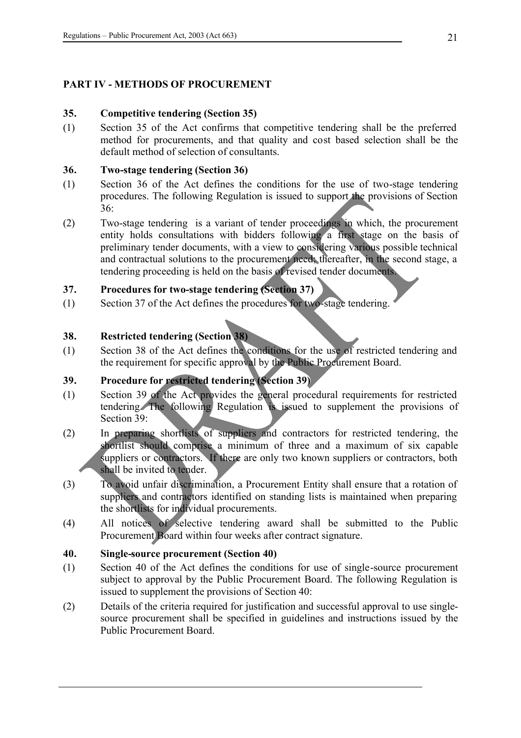## PART IV - METHODS OF PROCUREMENT

### 35. Competitive tendering (Section 35)

(1) Section 35 of the Act confirms that competitive tendering shall be the preferred method for procurements, and that quality and cost based selection shall be the default method of selection of consultants.

### 36. Two-stage tendering (Section 36)

(1) Section 36 of the Act defines the conditions for the use of two-stage tendering procedures. The following Regulation is issued to support the provisions of Section 36:

(2) Two-stage tendering is a variant of tender proceedings in which, the procurement entity holds consultations with bidders following a first stage on the basis of preliminary tender documents, with a view to considering various possible technical and contractual solutions to the procurement need; thereafter, in the second stage, a tendering proceeding is held on the basis of revised tender documents.

### 37. Procedures for two-stage tendering (Section 37)

(1) Section 37 of the Act defines the procedures for two-stage tendering.

### 38. Restricted tendering (Section 38)

(1) Section 38 of the Act defines the conditions for the use of restricted tendering and the requirement for specific approval by the Public Procurement Board.

### 39. Procedure for restricted tendering (Section 39)

(1) Section 39 of the Act provides the general procedural requirements for restricted tendering. The following Regulation is issued to supplement the provisions of Section 39:

(2) In preparing shortlists of suppliers and contractors for restricted tendering, the shortlist should comprise a minimum of three and a maximum of six capable suppliers or contractors. If there are only two known suppliers or contractors, both shall be invited to tender.

(3) To avoid unfair discrimination, a Procurement Entity shall ensure that a rotation of suppliers and contractors identified on standing lists is maintained when preparing the shortlists for individual procurements.

(4) All notices of selective tendering award shall be submitted to the Public Procurement Board within four weeks after contract signature.

### 40. Single-source procurement (Section 40)

(1) Section 40 of the Act defines the conditions for use of single-source procurement subject to approval by the Public Procurement Board. The following Regulation is issued to supplement the provisions of Section 40:

(2) Details of the criteria required for justification and successful approval to use single-source procurement shall be specified in guidelines and instructions issued by the Public Procurement Board.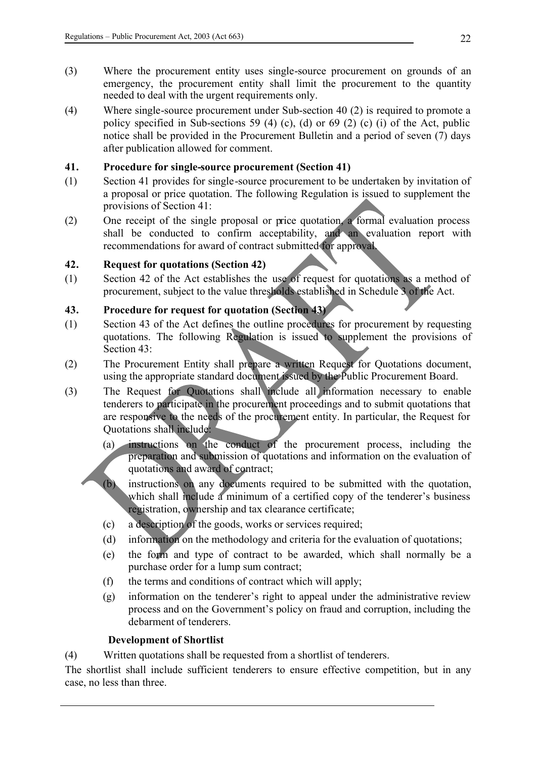(3) Where the procurement entity uses single-source procurement on grounds of an emergency, the procurement entity shall limit the procurement to the quantity needed to deal with the urgent requirements only.

(4) Where single-source procurement under Sub-section 40 (2) is required to promote a policy specified in Sub-sections 59 (4) (c), (d) or 69 (2) (c) (i) of the Act, public notice shall be provided in the Procurement Bulletin and a period of seven (7) days after publication allowed for comment.

### 41. Procedure for single-source procurement (Section 41)

(1) Section 41 provides for single-source procurement to be undertaken by invitation of a proposal or price quotation. The following Regulation is issued to supplement the provisions of Section 41:

(2) One receipt of the single proposal or price quotation, a formal evaluation process shall be conducted to confirm acceptability, and an evaluation report with recommendations for award of contract submitted for approval.

### 42. Request for quotations (Section 42)

(1) Section 42 of the Act establishes the use of request for quotations as a method of procurement, subject to the value thresholds established in Schedule 3 of the Act.

### 43. Procedure for request for quotation (Section 43)

(1) Section 43 of the Act defines the outline procedures for procurement by requesting quotations. The following Regulation is issued to supplement the provisions of Section 43:

(2) The Procurement Entity shall prepare a written Request for Quotations document, using the appropriate standard document issued by the Public Procurement Board.

(3) The Request for Quotations shall include all information necessary to enable tenderers to participate in the procurement proceedings and to submit quotations that are responsive to the needs of the procurement entity. In particular, the Request for Quotations shall include:

- (a) instructions on the conduct of the procurement process, including the preparation and submission of quotations and information on the evaluation of quotations and award of contract;
- (b) instructions on any documents required to be submitted with the quotation, which shall include a minimum of a certified copy of the tenderer's business registration, ownership and tax clearance certificate;
- (c) a description of the goods, works or services required;
- (d) information on the methodology and criteria for the evaluation of quotations;
- (e) the form and type of contract to be awarded, which shall normally be a purchase order for a lump sum contract;
- (f) the terms and conditions of contract which will apply;
- (g) information on the tenderer's right to appeal under the administrative review process and on the Government's policy on fraud and corruption, including the debarment of tenderers.

**Development of Shortlist**

(4) Written quotations shall be requested from a shortlist of tenderers.

The shortlist shall include sufficient tenderers to ensure effective competition, but in any case, no less than three.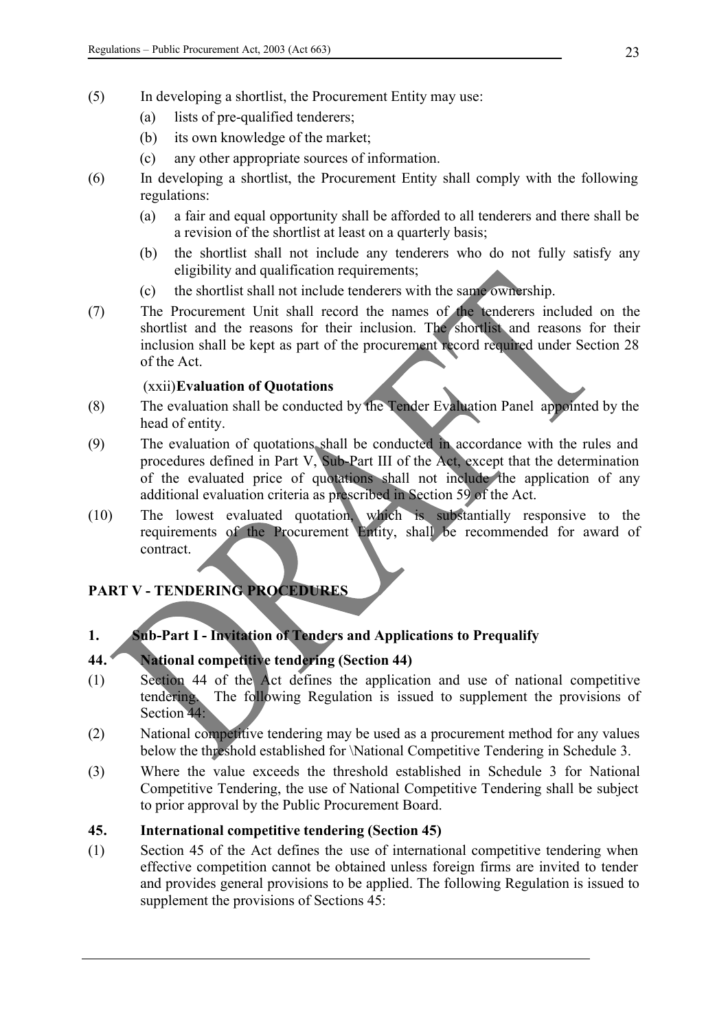(5) In developing a shortlist, the Procurement Entity may use:

   (a) lists of pre-qualified tenderers;

   (b) its own knowledge of the market;

   (c) any other appropriate sources of information.

(6) In developing a shortlist, the Procurement Entity shall comply with the following regulations:

   (a) a fair and equal opportunity shall be afforded to all tenderers and there shall be a revision of the shortlist at least on a quarterly basis;

   (b) the shortlist shall not include any tenderers who do not fully satisfy any eligibility and qualification requirements;

   (c) the shortlist shall not include tenderers with the same ownership.

(7) The Procurement Unit shall record the names of the tenderers included on the shortlist and the reasons for their inclusion. The shortlist and reasons for their inclusion shall be kept as part of the procurement record required under Section 28 of the Act.

(xxii) **Evaluation of Quotations**

(8) The evaluation shall be conducted by the Tender Evaluation Panel appointed by the head of entity.

(9) The evaluation of quotations shall be conducted in accordance with the rules and procedures defined in Part V, Sub-Part III of the Act, except that the determination of the evaluated price of quotations shall not include the application of any additional evaluation criteria as prescribed in Section 59 of the Act.

(10) The lowest evaluated quotation, which is substantially responsive to the requirements of the Procurement Entity, shall be recommended for award of contract.

## PART V - TENDERING PROCEDURES

### 1. Sub-Part I - Invitation of Tenders and Applications to Prequalify

### 44. National competitive tendering (Section 44)

(1) Section 44 of the Act defines the application and use of national competitive tendering. The following Regulation is issued to supplement the provisions of Section 44:

(2) National competitive tendering may be used as a procurement method for any values below the threshold established for \National Competitive Tendering in Schedule 3.

(3) Where the value exceeds the threshold established in Schedule 3 for National Competitive Tendering, the use of National Competitive Tendering shall be subject to prior approval by the Public Procurement Board.

### 45. International competitive tendering (Section 45)

(1) Section 45 of the Act defines the use of international competitive tendering when effective competition cannot be obtained unless foreign firms are invited to tender and provides general provisions to be applied. The following Regulation is issued to supplement the provisions of Sections 45: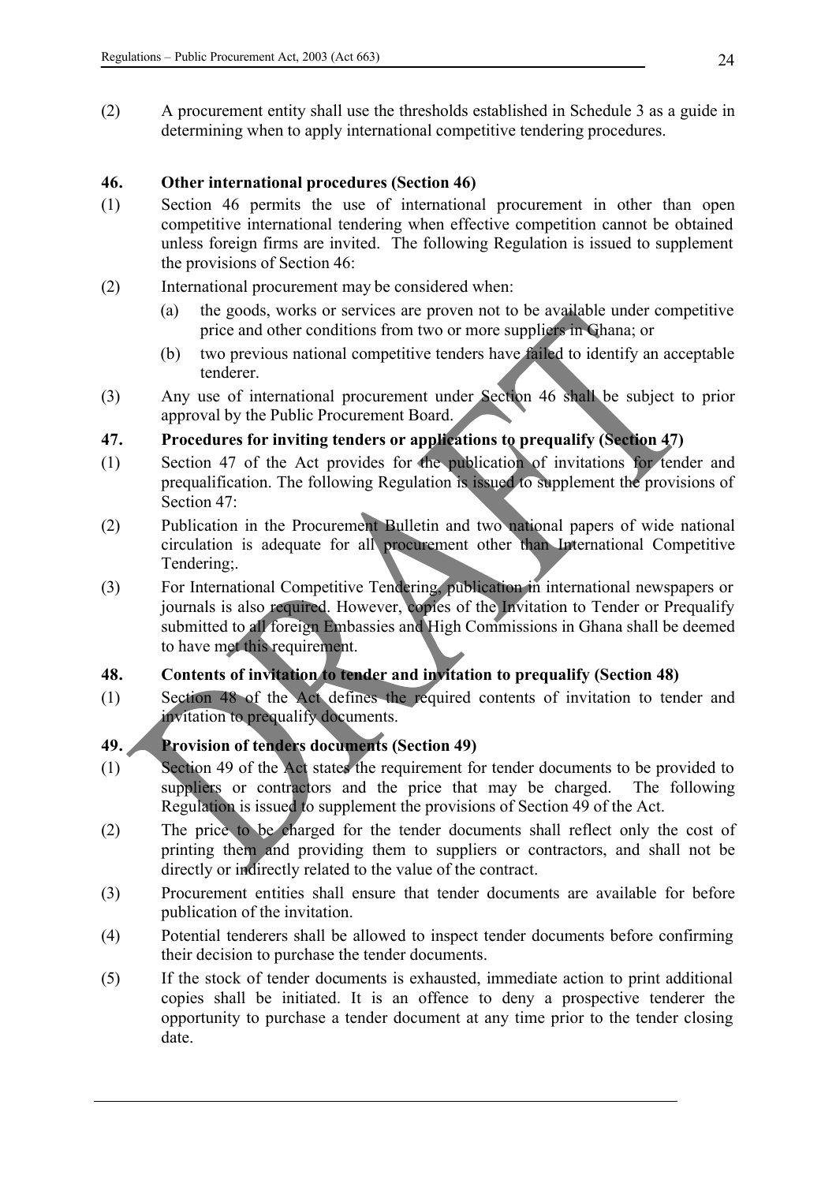(2) A procurement entity shall use the thresholds established in Schedule 3 as a guide in determining when to apply international competitive tendering procedures.

**46. Other international procedures (Section 46)**

(1) Section 46 permits the use of international procurement in other than open competitive international tendering when effective competition cannot be obtained unless foreign firms are invited. The following Regulation is issued to supplement the provisions of Section 46:

(2) International procurement may be considered when:

   (a) the goods, works or services are proven not to be available under competitive price and other conditions from two or more suppliers in Ghana; or

   (b) two previous national competitive tenders have failed to identify an acceptable tenderer.

(3) Any use of international procurement under Section 46 shall be subject to prior approval by the Public Procurement Board.

**47. Procedures for inviting tenders or applications to prequalify (Section 47)**

(1) Section 47 of the Act provides for the publication of invitations for tender and prequalification. The following Regulation is issued to supplement the provisions of Section 47:

(2) Publication in the Procurement Bulletin and two national papers of wide national circulation is adequate for all procurement other than International Competitive Tendering;.

(3) For International Competitive Tendering, publication in international newspapers or journals is also required. However, copies of the Invitation to Tender or Prequalify submitted to all foreign Embassies and High Commissions in Ghana shall be deemed to have met this requirement.

**48. Contents of invitation to tender and invitation to prequalify (Section 48)**

(1) Section 48 of the Act defines the required contents of invitation to tender and invitation to prequalify documents.

**49. Provision of tenders documents (Section 49)**

(1) Section 49 of the Act states the requirement for tender documents to be provided to suppliers or contractors and the price that may be charged. The following Regulation is issued to supplement the provisions of Section 49 of the Act.

(2) The price to be charged for the tender documents shall reflect only the cost of printing them and providing them to suppliers or contractors, and shall not be directly or indirectly related to the value of the contract.

(3) Procurement entities shall ensure that tender documents are available for before publication of the invitation.

(4) Potential tenderers shall be allowed to inspect tender documents before confirming their decision to purchase the tender documents.

(5) If the stock of tender documents is exhausted, immediate action to print additional copies shall be initiated. It is an offence to deny a prospective tenderer the opportunity to purchase a tender document at any time prior to the tender closing date.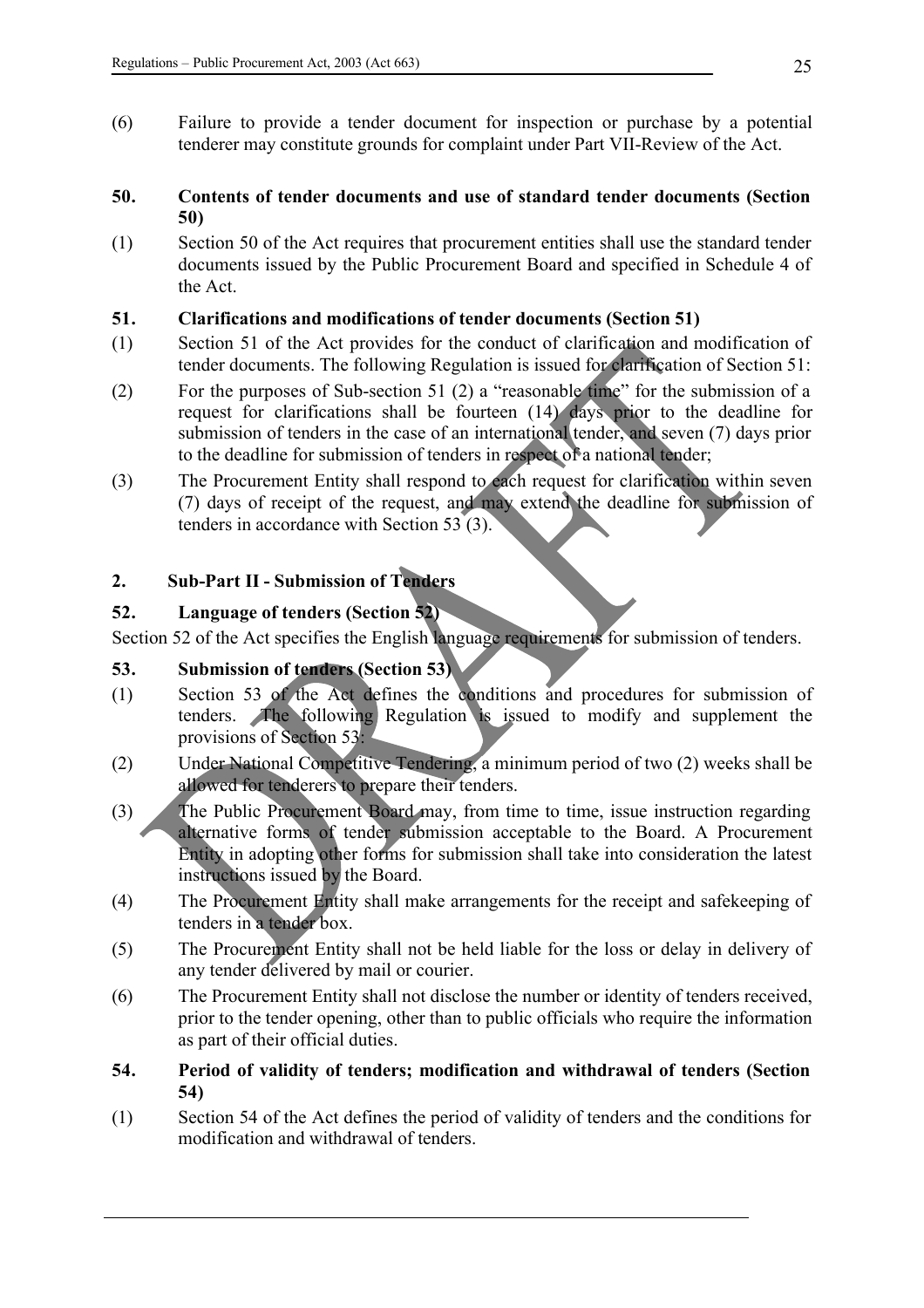(6) Failure to provide a tender document for inspection or purchase by a potential tenderer may constitute grounds for complaint under Part VII-Review of the Act.

### 50. Contents of tender documents and use of standard tender documents (Section 50)

(1) Section 50 of the Act requires that procurement entities shall use the standard tender documents issued by the Public Procurement Board and specified in Schedule 4 of the Act.

### 51. Clarifications and modifications of tender documents (Section 51)

(1) Section 51 of the Act provides for the conduct of clarification and modification of tender documents. The following Regulation is issued for clarification of Section 51:

(2) For the purposes of Sub-section 51 (2) a "reasonable time" for the submission of a request for clarifications shall be fourteen (14) days prior to the deadline for submission of tenders in the case of an international tender, and seven (7) days prior to the deadline for submission of tenders in respect of a national tender;

(3) The Procurement Entity shall respond to each request for clarification within seven (7) days of receipt of the request, and may extend the deadline for submission of tenders in accordance with Section 53 (3).

## 2. Sub-Part II - Submission of Tenders

### 52. Language of tenders (Section 52)

Section 52 of the Act specifies the English language requirements for submission of tenders.

### 53. Submission of tenders (Section 53)

(1) Section 53 of the Act defines the conditions and procedures for submission of tenders. The following Regulation is issued to modify and supplement the provisions of Section 53:

(2) Under National Competitive Tendering, a minimum period of two (2) weeks shall be allowed for tenderers to prepare their tenders.

(3) The Public Procurement Board may, from time to time, issue instruction regarding alternative forms of tender submission acceptable to the Board. A Procurement Entity in adopting other forms for submission shall take into consideration the latest instructions issued by the Board.

(4) The Procurement Entity shall make arrangements for the receipt and safekeeping of tenders in a tender box.

(5) The Procurement Entity shall not be held liable for the loss or delay in delivery of any tender delivered by mail or courier.

(6) The Procurement Entity shall not disclose the number or identity of tenders received, prior to the tender opening, other than to public officials who require the information as part of their official duties.

### 54. Period of validity of tenders; modification and withdrawal of tenders (Section 54)

(1) Section 54 of the Act defines the period of validity of tenders and the conditions for modification and withdrawal of tenders.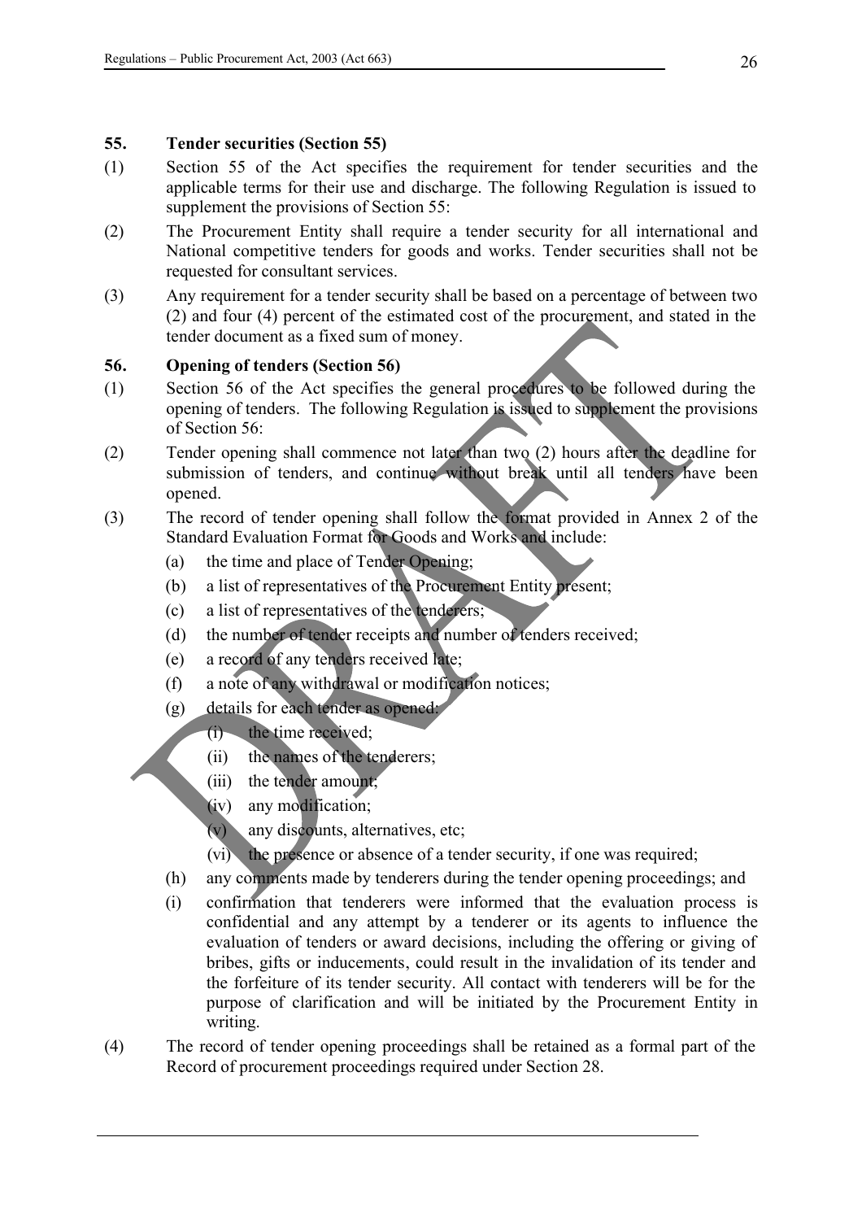## 55. Tender securities (Section 55)

(1) Section 55 of the Act specifies the requirement for tender securities and the applicable terms for their use and discharge. The following Regulation is issued to supplement the provisions of Section 55:

(2) The Procurement Entity shall require a tender security for all international and National competitive tenders for goods and works. Tender securities shall not be requested for consultant services.

(3) Any requirement for a tender security shall be based on a percentage of between two (2) and four (4) percent of the estimated cost of the procurement, and stated in the tender document as a fixed sum of money.

## 56. Opening of tenders (Section 56)

(1) Section 56 of the Act specifies the general procedures to be followed during the opening of tenders. The following Regulation is issued to supplement the provisions of Section 56:

(2) Tender opening shall commence not later than two (2) hours after the deadline for submission of tenders, and continue without break until all tenders have been opened.

(3) The record of tender opening shall follow the format provided in Annex 2 of the Standard Evaluation Format for Goods and Works and include:

- (a) the time and place of Tender Opening;
- (b) a list of representatives of the Procurement Entity present;
- (c) a list of representatives of the tenderers;
- (d) the number of tender receipts and number of tenders received;
- (e) a record of any tenders received late;
- (f) a note of any withdrawal or modification notices;
- (g) details for each tender as opened:
  - (i) the time received;
  - (ii) the names of the tenderers;
  - (iii) the tender amount;
  - (iv) any modification;
  - (v) any discounts, alternatives, etc;
  - (vi) the presence or absence of a tender security, if one was required;
- (h) any comments made by tenderers during the tender opening proceedings; and
- (i) confirmation that tenderers were informed that the evaluation process is confidential and any attempt by a tenderer or its agents to influence the evaluation of tenders or award decisions, including the offering or giving of bribes, gifts or inducements, could result in the invalidation of its tender and the forfeiture of its tender security. All contact with tenderers will be for the purpose of clarification and will be initiated by the Procurement Entity in writing.

(4) The record of tender opening proceedings shall be retained as a formal part of the Record of procurement proceedings required under Section 28.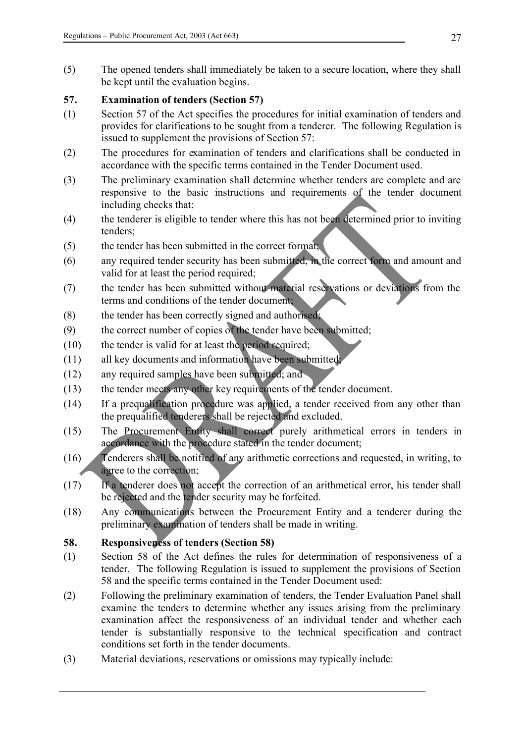(5) The opened tenders shall immediately be taken to a secure location, where they shall be kept until the evaluation begins.

## 57. Examination of tenders (Section 57)

(1) Section 57 of the Act specifies the procedures for initial examination of tenders and provides for clarifications to be sought from a tenderer. The following Regulation is issued to supplement the provisions of Section 57:

(2) The procedures for examination of tenders and clarifications shall be conducted in accordance with the specific terms contained in the Tender Document used.

(3) The preliminary examination shall determine whether tenders are complete and are responsive to the basic instructions and requirements of the tender document including checks that:

(4) the tenderer is eligible to tender where this has not been determined prior to inviting tenders;

(5) the tender has been submitted in the correct format;

(6) any required tender security has been submitted, in the correct form and amount and valid for at least the period required;

(7) the tender has been submitted without material reservations or deviations from the terms and conditions of the tender document;

(8) the tender has been correctly signed and authorised;

(9) the correct number of copies of the tender have been submitted;

(10) the tender is valid for at least the period required;

(11) all key documents and information have been submitted;

(12) any required samples have been submitted; and

(13) the tender meets any other key requirements of the tender document.

(14) If a prequalification procedure was applied, a tender received from any other than the prequalified tenderers shall be rejected and excluded.

(15) The Procurement Entity shall correct purely arithmetical errors in tenders in accordance with the procedure stated in the tender document;

(16) Tenderers shall be notified of any arithmetic corrections and requested, in writing, to agree to the correction;

(17) If a tenderer does not accept the correction of an arithmetical error, his tender shall be rejected and the tender security may be forfeited.

(18) Any communications between the Procurement Entity and a tenderer during the preliminary examination of tenders shall be made in writing.

## 58. Responsiveness of tenders (Section 58)

(1) Section 58 of the Act defines the rules for determination of responsiveness of a tender. The following Regulation is issued to supplement the provisions of Section 58 and the specific terms contained in the Tender Document used:

(2) Following the preliminary examination of tenders, the Tender Evaluation Panel shall examine the tenders to determine whether any issues arising from the preliminary examination affect the responsiveness of an individual tender and whether each tender is substantially responsive to the technical specification and contract conditions set forth in the tender documents.

(3) Material deviations, reservations or omissions may typically include: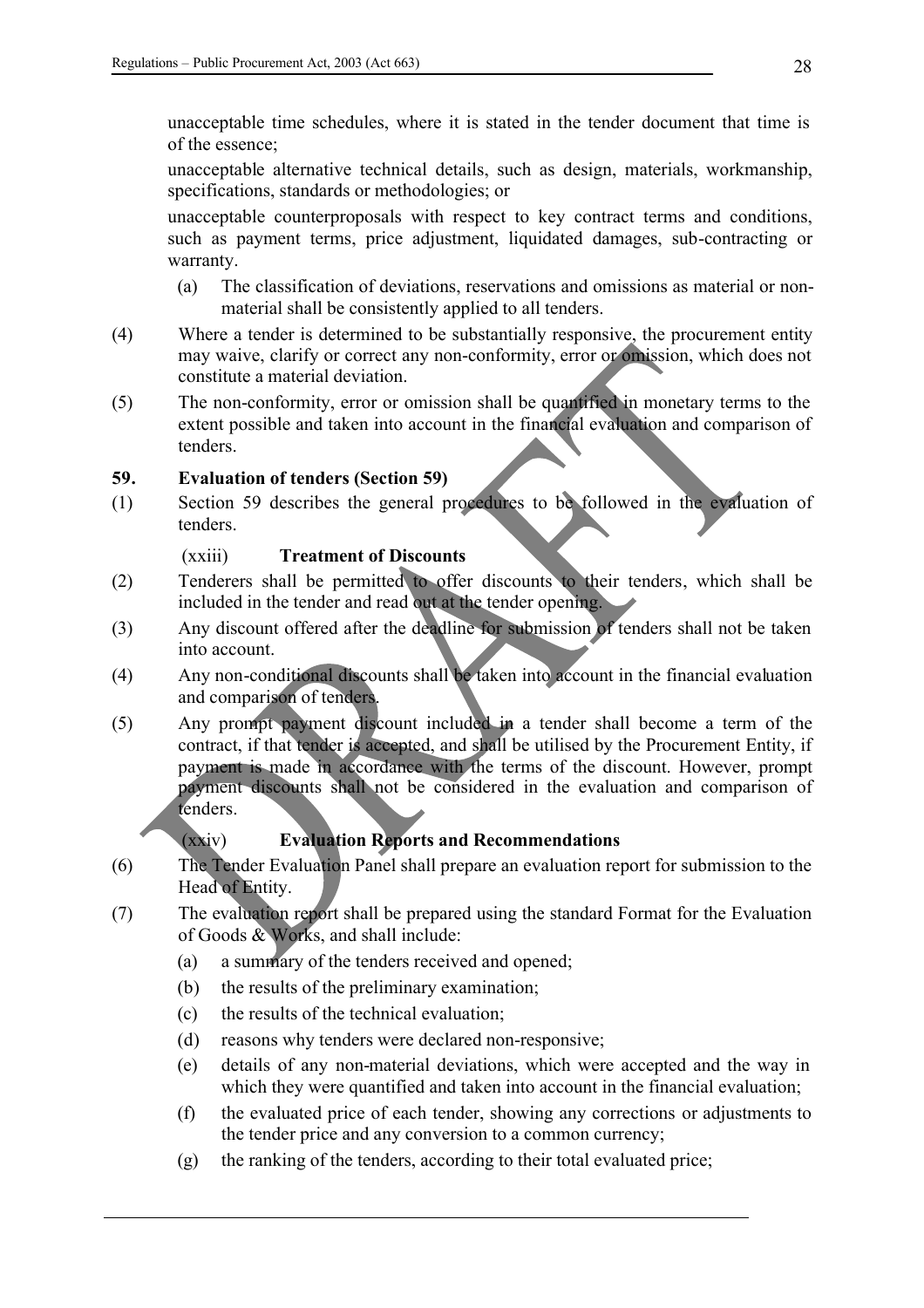unacceptable time schedules, where it is stated in the tender document that time is of the essence;

unacceptable alternative technical details, such as design, materials, workmanship, specifications, standards or methodologies; or

unacceptable counterproposals with respect to key contract terms and conditions, such as payment terms, price adjustment, liquidated damages, sub-contracting or warranty.

(a) The classification of deviations, reservations and omissions as material or non-material shall be consistently applied to all tenders.

(4) Where a tender is determined to be substantially responsive, the procurement entity may waive, clarify or correct any non-conformity, error or omission, which does not constitute a material deviation.

(5) The non-conformity, error or omission shall be quantified in monetary terms to the extent possible and taken into account in the financial evaluation and comparison of tenders.

**59. Evaluation of tenders (Section 59)**

(1) Section 59 describes the general procedures to be followed in the evaluation of tenders.

(xxiii) **Treatment of Discounts**

(2) Tenderers shall be permitted to offer discounts to their tenders, which shall be included in the tender and read out at the tender opening.

(3) Any discount offered after the deadline for submission of tenders shall not be taken into account.

(4) Any non-conditional discounts shall be taken into account in the financial evaluation and comparison of tenders.

(5) Any prompt payment discount included in a tender shall become a term of the contract, if that tender is accepted, and shall be utilised by the Procurement Entity, if payment is made in accordance with the terms of the discount. However, prompt payment discounts shall not be considered in the evaluation and comparison of tenders.

(xxiv) **Evaluation Reports and Recommendations**

(6) The Tender Evaluation Panel shall prepare an evaluation report for submission to the Head of Entity.

(7) The evaluation report shall be prepared using the standard Format for the Evaluation of Goods & Works, and shall include:

(a) a summary of the tenders received and opened;

(b) the results of the preliminary examination;

(c) the results of the technical evaluation;

(d) reasons why tenders were declared non-responsive;

(e) details of any non-material deviations, which were accepted and the way in which they were quantified and taken into account in the financial evaluation;

(f) the evaluated price of each tender, showing any corrections or adjustments to the tender price and any conversion to a common currency;

(g) the ranking of the tenders, according to their total evaluated price;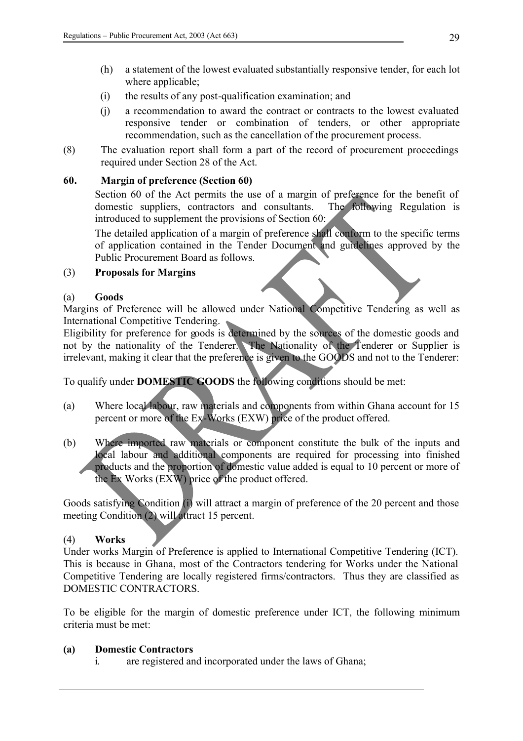(h) a statement of the lowest evaluated substantially responsive tender, for each lot where applicable;

(i) the results of any post-qualification examination; and

(j) a recommendation to award the contract or contracts to the lowest evaluated responsive tender or combination of tenders, or other appropriate recommendation, such as the cancellation of the procurement process.

(8) The evaluation report shall form a part of the record of procurement proceedings required under Section 28 of the Act.

## 60. Margin of preference (Section 60)

Section 60 of the Act permits the use of a margin of preference for the benefit of domestic suppliers, contractors and consultants. The following Regulation is introduced to supplement the provisions of Section 60:

The detailed application of a margin of preference shall conform to the specific terms of application contained in the Tender Document and guidelines approved by the Public Procurement Board as follows.

### (3) Proposals for Margins

#### (a) Goods

Margins of Preference will be allowed under National Competitive Tendering as well as International Competitive Tendering.

Eligibility for preference for goods is determined by the sources of the domestic goods and not by the nationality of the Tenderer. The Nationality of the Tenderer or Supplier is irrelevant, making it clear that the preference is given to the GOODS and not to the Tenderer:

To qualify under **DOMESTIC GOODS** the following conditions should be met:

(a) Where local labour, raw materials and components from within Ghana account for 15 percent or more of the Ex-Works (EXW) price of the product offered.

(b) Where imported raw materials or component constitute the bulk of the inputs and local labour and additional components are required for processing into finished products and the proportion of domestic value added is equal to 10 percent or more of the Ex Works (EXW) price of the product offered.

Goods satisfying Condition (i) will attract a margin of preference of the 20 percent and those meeting Condition (2) will attract 15 percent.

### (4) Works

Under works Margin of Preference is applied to International Competitive Tendering (ICT). This is because in Ghana, most of the Contractors tendering for Works under the National Competitive Tendering are locally registered firms/contractors. Thus they are classified as DOMESTIC CONTRACTORS.

To be eligible for the margin of domestic preference under ICT, the following minimum criteria must be met:

#### (a) Domestic Contractors

i. are registered and incorporated under the laws of Ghana;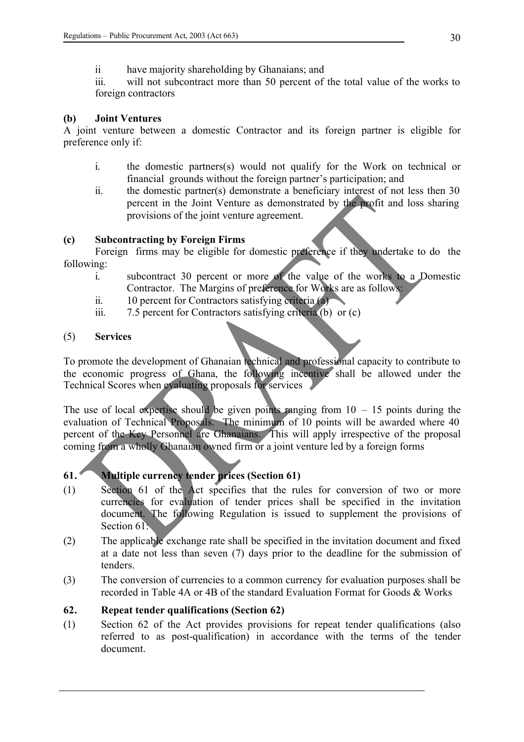ii have majority shareholding by Ghanaians; and

iii. will not subcontract more than 50 percent of the total value of the works to foreign contractors

**(b) Joint Ventures**

A joint venture between a domestic Contractor and its foreign partner is eligible for preference only if:

i. the domestic partners(s) would not qualify for the Work on technical or financial grounds without the foreign partner's participation; and
ii. the domestic partner(s) demonstrate a beneficiary interest of not less then 30 percent in the Joint Venture as demonstrated by the profit and loss sharing provisions of the joint venture agreement.

**(c) Subcontracting by Foreign Firms**

Foreign firms may be eligible for domestic preference if they undertake to do the following:

i. subcontract 30 percent or more of the value of the works to a Domestic Contractor. The Margins of preference for Works are as follows:
ii. 10 percent for Contractors satisfying criteria (a)
iii. 7.5 percent for Contractors satisfying criteria (b) or (c)

(5) **Services**

To promote the development of Ghanaian technical and professional capacity to contribute to the economic progress of Ghana, the following incentive shall be allowed under the Technical Scores when evaluating proposals for services

The use of local expertise should be given points ranging from 10 – 15 points during the evaluation of Technical Proposals. The minimum of 10 points will be awarded where 40 percent of the Key Personnel are Ghanaians. This will apply irrespective of the proposal coming from a wholly Ghanaian owned firm or a joint venture led by a foreign forms

## 61. Multiple currency tender prices (Section 61)

(1) Section 61 of the Act specifies that the rules for conversion of two or more currencies for evaluation of tender prices shall be specified in the invitation document. The following Regulation is issued to supplement the provisions of Section 61:

(2) The applicable exchange rate shall be specified in the invitation document and fixed at a date not less than seven (7) days prior to the deadline for the submission of tenders.

(3) The conversion of currencies to a common currency for evaluation purposes shall be recorded in Table 4A or 4B of the standard Evaluation Format for Goods & Works

## 62. Repeat tender qualifications (Section 62)

(1) Section 62 of the Act provides provisions for repeat tender qualifications (also referred to as post-qualification) in accordance with the terms of the tender document.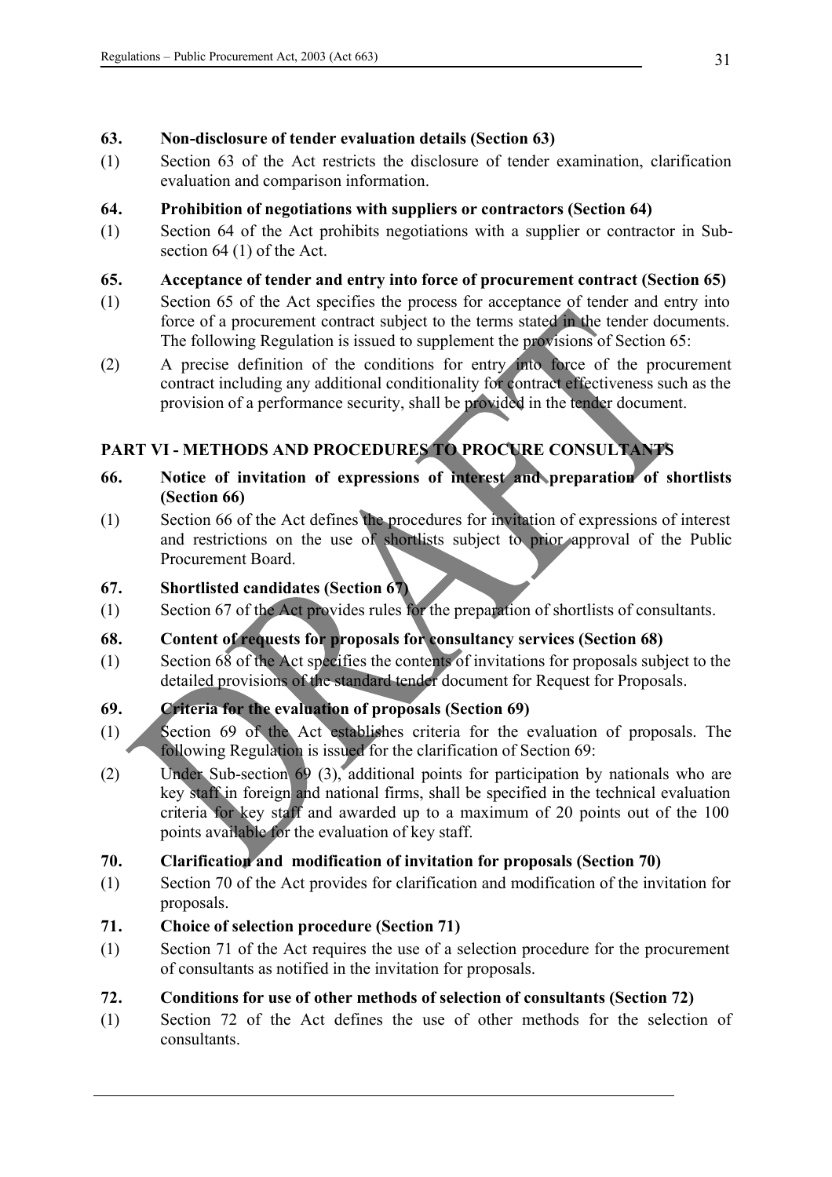**63. Non-disclosure of tender evaluation details (Section 63)**

(1) Section 63 of the Act restricts the disclosure of tender examination, clarification evaluation and comparison information.

**64. Prohibition of negotiations with suppliers or contractors (Section 64)**

(1) Section 64 of the Act prohibits negotiations with a supplier or contractor in Sub-section 64 (1) of the Act.

**65. Acceptance of tender and entry into force of procurement contract (Section 65)**

(1) Section 65 of the Act specifies the process for acceptance of tender and entry into force of a procurement contract subject to the terms stated in the tender documents. The following Regulation is issued to supplement the provisions of Section 65:

(2) A precise definition of the conditions for entry into force of the procurement contract including any additional conditionality for contract effectiveness such as the provision of a performance security, shall be provided in the tender document.

## PART VI - METHODS AND PROCEDURES TO PROCURE CONSULTANTS

**66. Notice of invitation of expressions of interest and preparation of shortlists (Section 66)**

(1) Section 66 of the Act defines the procedures for invitation of expressions of interest and restrictions on the use of shortlists subject to prior approval of the Public Procurement Board.

**67. Shortlisted candidates (Section 67)**

(1) Section 67 of the Act provides rules for the preparation of shortlists of consultants.

**68. Content of requests for proposals for consultancy services (Section 68)**

(1) Section 68 of the Act specifies the contents of invitations for proposals subject to the detailed provisions of the standard tender document for Request for Proposals.

**69. Criteria for the evaluation of proposals (Section 69)**

(1) Section 69 of the Act establishes criteria for the evaluation of proposals. The following Regulation is issued for the clarification of Section 69:

(2) Under Sub-section 69 (3), additional points for participation by nationals who are key staff in foreign and national firms, shall be specified in the technical evaluation criteria for key staff and awarded up to a maximum of 20 points out of the 100 points available for the evaluation of key staff.

**70. Clarification and modification of invitation for proposals (Section 70)**

(1) Section 70 of the Act provides for clarification and modification of the invitation for proposals.

**71. Choice of selection procedure (Section 71)**

(1) Section 71 of the Act requires the use of a selection procedure for the procurement of consultants as notified in the invitation for proposals.

**72. Conditions for use of other methods of selection of consultants (Section 72)**

(1) Section 72 of the Act defines the use of other methods for the selection of consultants.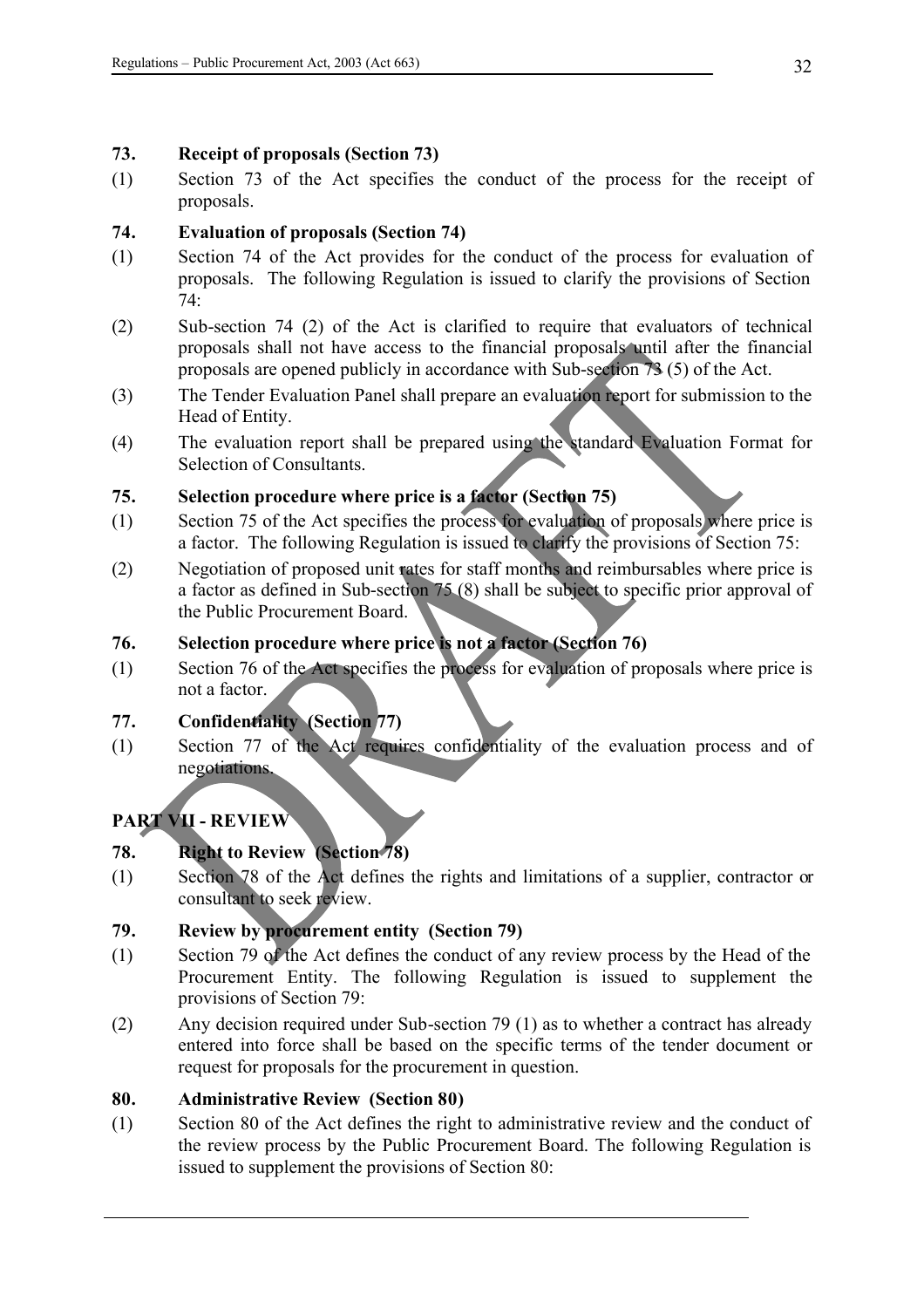### 73. Receipt of proposals (Section 73)

(1) Section 73 of the Act specifies the conduct of the process for the receipt of proposals.

### 74. Evaluation of proposals (Section 74)

(1) Section 74 of the Act provides for the conduct of the process for evaluation of proposals. The following Regulation is issued to clarify the provisions of Section 74:

(2) Sub-section 74 (2) of the Act is clarified to require that evaluators of technical proposals shall not have access to the financial proposals until after the financial proposals are opened publicly in accordance with Sub-section 73 (5) of the Act.

(3) The Tender Evaluation Panel shall prepare an evaluation report for submission to the Head of Entity.

(4) The evaluation report shall be prepared using the standard Evaluation Format for Selection of Consultants.

### 75. Selection procedure where price is a factor (Section 75)

(1) Section 75 of the Act specifies the process for evaluation of proposals where price is a factor. The following Regulation is issued to clarify the provisions of Section 75:

(2) Negotiation of proposed unit rates for staff months and reimbursables where price is a factor as defined in Sub-section 75 (8) shall be subject to specific prior approval of the Public Procurement Board.

### 76. Selection procedure where price is not a factor (Section 76)

(1) Section 76 of the Act specifies the process for evaluation of proposals where price is not a factor.

### 77. Confidentiality (Section 77)

(1) Section 77 of the Act requires confidentiality of the evaluation process and of negotiations.

## PART VII - REVIEW

### 78. Right to Review (Section 78)

(1) Section 78 of the Act defines the rights and limitations of a supplier, contractor or consultant to seek review.

### 79. Review by procurement entity (Section 79)

(1) Section 79 of the Act defines the conduct of any review process by the Head of the Procurement Entity. The following Regulation is issued to supplement the provisions of Section 79:

(2) Any decision required under Sub-section 79 (1) as to whether a contract has already entered into force shall be based on the specific terms of the tender document or request for proposals for the procurement in question.

### 80. Administrative Review (Section 80)

(1) Section 80 of the Act defines the right to administrative review and the conduct of the review process by the Public Procurement Board. The following Regulation is issued to supplement the provisions of Section 80: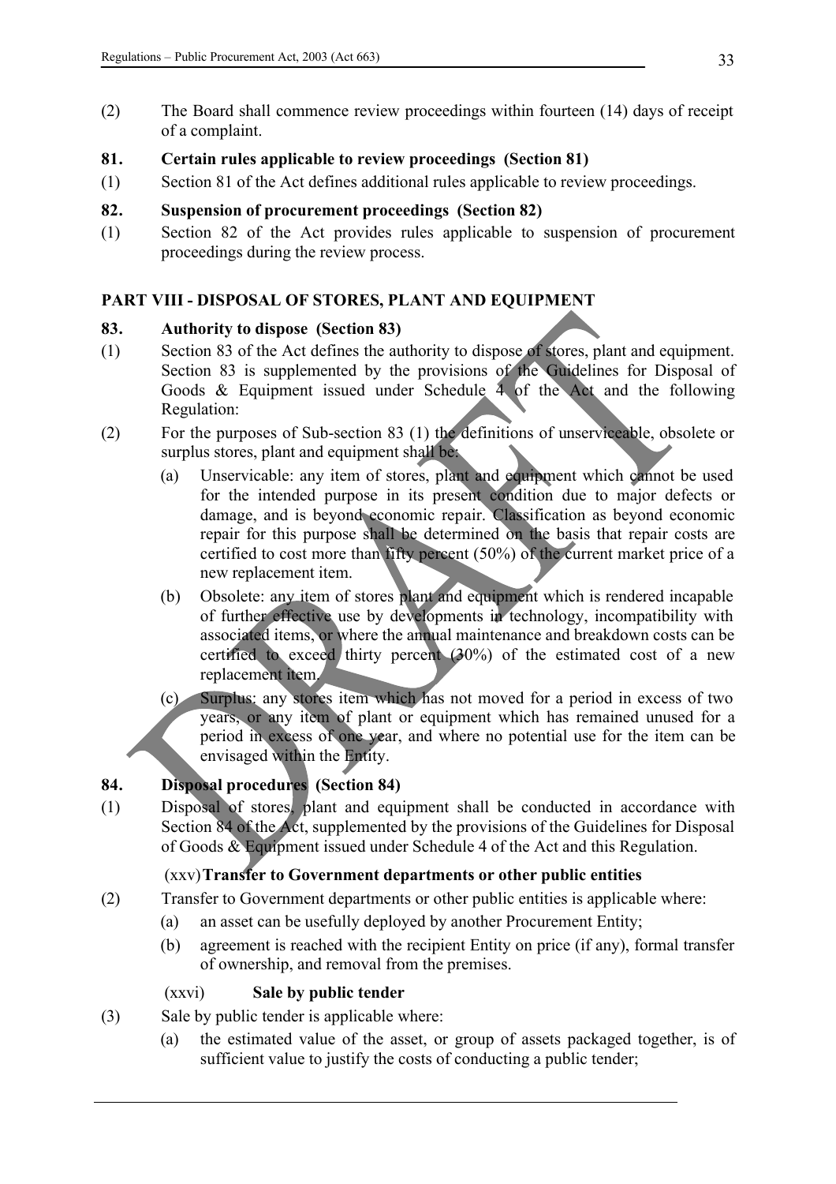(2) The Board shall commence review proceedings within fourteen (14) days of receipt of a complaint.

**81. Certain rules applicable to review proceedings (Section 81)**

(1) Section 81 of the Act defines additional rules applicable to review proceedings.

**82. Suspension of procurement proceedings (Section 82)**

(1) Section 82 of the Act provides rules applicable to suspension of procurement proceedings during the review process.

## PART VIII - DISPOSAL OF STORES, PLANT AND EQUIPMENT

**83. Authority to dispose (Section 83)**

(1) Section 83 of the Act defines the authority to dispose of stores, plant and equipment. Section 83 is supplemented by the provisions of the Guidelines for Disposal of Goods & Equipment issued under Schedule 4 of the Act and the following Regulation:

(2) For the purposes of Sub-section 83 (1) the definitions of unserviceable, obsolete or surplus stores, plant and equipment shall be:

(a) Unservicable: any item of stores, plant and equipment which cannot be used for the intended purpose in its present condition due to major defects or damage, and is beyond economic repair. Classification as beyond economic repair for this purpose shall be determined on the basis that repair costs are certified to cost more than fifty percent (50%) of the current market price of a new replacement item.

(b) Obsolete: any item of stores plant and equipment which is rendered incapable of further effective use by developments in technology, incompatibility with associated items, or where the annual maintenance and breakdown costs can be certified to exceed thirty percent (30%) of the estimated cost of a new replacement item.

(c) Surplus: any stores item which has not moved for a period in excess of two years, or any item of plant or equipment which has remained unused for a period in excess of one year, and where no potential use for the item can be envisaged within the Entity.

**84. Disposal procedures (Section 84)**

(1) Disposal of stores, plant and equipment shall be conducted in accordance with Section 84 of the Act, supplemented by the provisions of the Guidelines for Disposal of Goods & Equipment issued under Schedule 4 of the Act and this Regulation.

(xxv) **Transfer to Government departments or other public entities**

(2) Transfer to Government departments or other public entities is applicable where:

(a) an asset can be usefully deployed by another Procurement Entity;

(b) agreement is reached with the recipient Entity on price (if any), formal transfer of ownership, and removal from the premises.

(xxvi) **Sale by public tender**

(3) Sale by public tender is applicable where:

(a) the estimated value of the asset, or group of assets packaged together, is of sufficient value to justify the costs of conducting a public tender;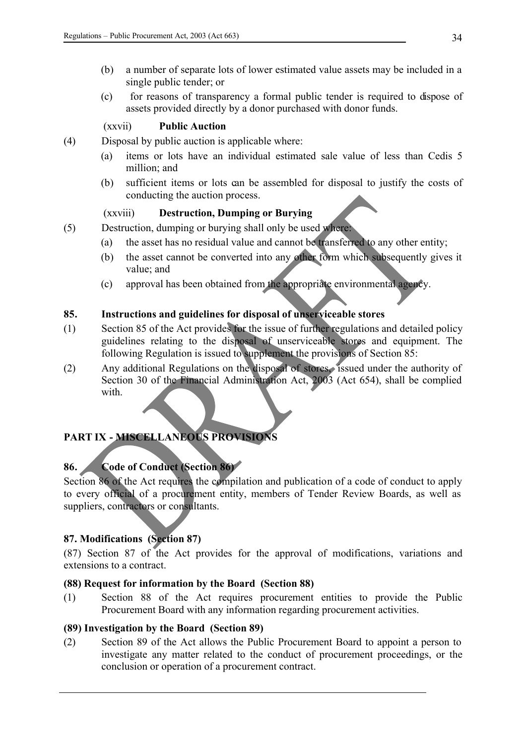(b) a number of separate lots of lower estimated value assets may be included in a single public tender; or

(c) for reasons of transparency a formal public tender is required to dispose of assets provided directly by a donor purchased with donor funds.

(xxvii) **Public Auction**

(4) Disposal by public auction is applicable where:

(a) items or lots have an individual estimated sale value of less than Cedis 5 million; and

(b) sufficient items or lots can be assembled for disposal to justify the costs of conducting the auction process.

(xxviii) **Destruction, Dumping or Burying**

(5) Destruction, dumping or burying shall only be used where:

(a) the asset has no residual value and cannot be transferred to any other entity;

(b) the asset cannot be converted into any other form which subsequently gives it value; and

(c) approval has been obtained from the appropriate environmental agency.

**85. Instructions and guidelines for disposal of unserviceable stores**

(1) Section 85 of the Act provides for the issue of further regulations and detailed policy guidelines relating to the disposal of unserviceable stores and equipment. The following Regulation is issued to supplement the provisions of Section 85:

(2) Any additional Regulations on the disposal of stores, issued under the authority of Section 30 of the Financial Administration Act, 2003 (Act 654), shall be complied with.

## PART IX - MISCELLANEOUS PROVISIONS

**86. Code of Conduct (Section 86)**

Section 86 of the Act requires the compilation and publication of a code of conduct to apply to every official of a procurement entity, members of Tender Review Boards, as well as suppliers, contractors or consultants.

**87. Modifications (Section 87)**

(87) Section 87 of the Act provides for the approval of modifications, variations and extensions to a contract.

**(88) Request for information by the Board (Section 88)**

(1) Section 88 of the Act requires procurement entities to provide the Public Procurement Board with any information regarding procurement activities.

**(89) Investigation by the Board (Section 89)**

(2) Section 89 of the Act allows the Public Procurement Board to appoint a person to investigate any matter related to the conduct of procurement proceedings, or the conclusion or operation of a procurement contract.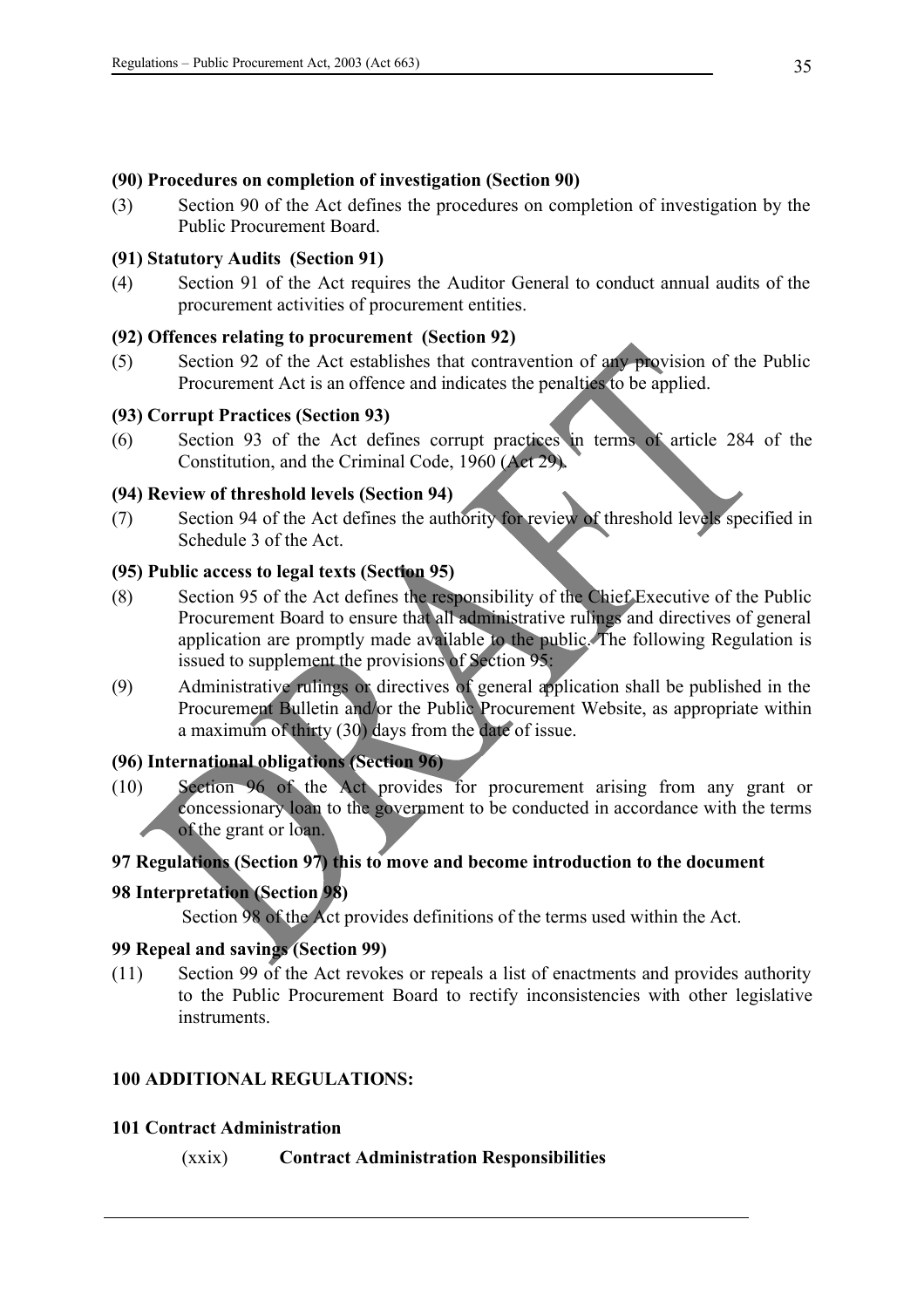**(90) Procedures on completion of investigation (Section 90)**

(3) Section 90 of the Act defines the procedures on completion of investigation by the Public Procurement Board.

**(91) Statutory Audits (Section 91)**

(4) Section 91 of the Act requires the Auditor General to conduct annual audits of the procurement activities of procurement entities.

**(92) Offences relating to procurement (Section 92)**

(5) Section 92 of the Act establishes that contravention of any provision of the Public Procurement Act is an offence and indicates the penalties to be applied.

**(93) Corrupt Practices (Section 93)**

(6) Section 93 of the Act defines corrupt practices in terms of article 284 of the Constitution, and the Criminal Code, 1960 (Act 29).

**(94) Review of threshold levels (Section 94)**

(7) Section 94 of the Act defines the authority for review of threshold levels specified in Schedule 3 of the Act.

**(95) Public access to legal texts (Section 95)**

(8) Section 95 of the Act defines the responsibility of the Chief Executive of the Public Procurement Board to ensure that all administrative rulings and directives of general application are promptly made available to the public. The following Regulation is issued to supplement the provisions of Section 95:

(9) Administrative rulings or directives of general application shall be published in the Procurement Bulletin and/or the Public Procurement Website, as appropriate within a maximum of thirty (30) days from the date of issue.

**(96) International obligations (Section 96)**

(10) Section 96 of the Act provides for procurement arising from any grant or concessionary loan to the government to be conducted in accordance with the terms of the grant or loan.

**97 Regulations (Section 97) this to move and become introduction to the document**

**98 Interpretation (Section 98)**

Section 98 of the Act provides definitions of the terms used within the Act.

**99 Repeal and savings (Section 99)**

(11) Section 99 of the Act revokes or repeals a list of enactments and provides authority to the Public Procurement Board to rectify inconsistencies with other legislative instruments.

**100 ADDITIONAL REGULATIONS:**

**101 Contract Administration**

(xxix) **Contract Administration Responsibilities**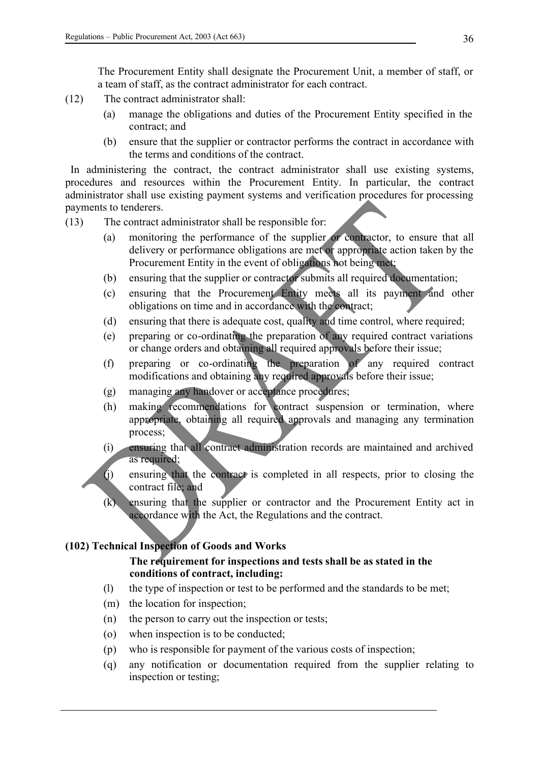The Procurement Entity shall designate the Procurement Unit, a member of staff, or a team of staff, as the contract administrator for each contract.

(12) The contract administrator shall:

- (a) manage the obligations and duties of the Procurement Entity specified in the contract; and
- (b) ensure that the supplier or contractor performs the contract in accordance with the terms and conditions of the contract.

In administering the contract, the contract administrator shall use existing systems, procedures and resources within the Procurement Entity. In particular, the contract administrator shall use existing payment systems and verification procedures for processing payments to tenderers.

(13) The contract administrator shall be responsible for:

- (a) monitoring the performance of the supplier or contractor, to ensure that all delivery or performance obligations are met or appropriate action taken by the Procurement Entity in the event of obligations not being met;
- (b) ensuring that the supplier or contractor submits all required documentation;
- (c) ensuring that the Procurement Entity meets all its payment and other obligations on time and in accordance with the contract;
- (d) ensuring that there is adequate cost, quality and time control, where required;
- (e) preparing or co-ordinating the preparation of any required contract variations or change orders and obtaining all required approvals before their issue;
- (f) preparing or co-ordinating the preparation of any required contract modifications and obtaining any required approvals before their issue;
- (g) managing any handover or acceptance procedures;
- (h) making recommendations for contract suspension or termination, where appropriate, obtaining all required approvals and managing any termination process;
- (i) ensuring that all contract administration records are maintained and archived as required;
- (j) ensuring that the contract is completed in all respects, prior to closing the contract file; and
- (k) ensuring that the supplier or contractor and the Procurement Entity act in accordance with the Act, the Regulations and the contract.

**(102) Technical Inspection of Goods and Works**

**The requirement for inspections and tests shall be as stated in the conditions of contract, including:**

- (l) the type of inspection or test to be performed and the standards to be met;
- (m) the location for inspection;
- (n) the person to carry out the inspection or tests;
- (o) when inspection is to be conducted;
- (p) who is responsible for payment of the various costs of inspection;
- (q) any notification or documentation required from the supplier relating to inspection or testing;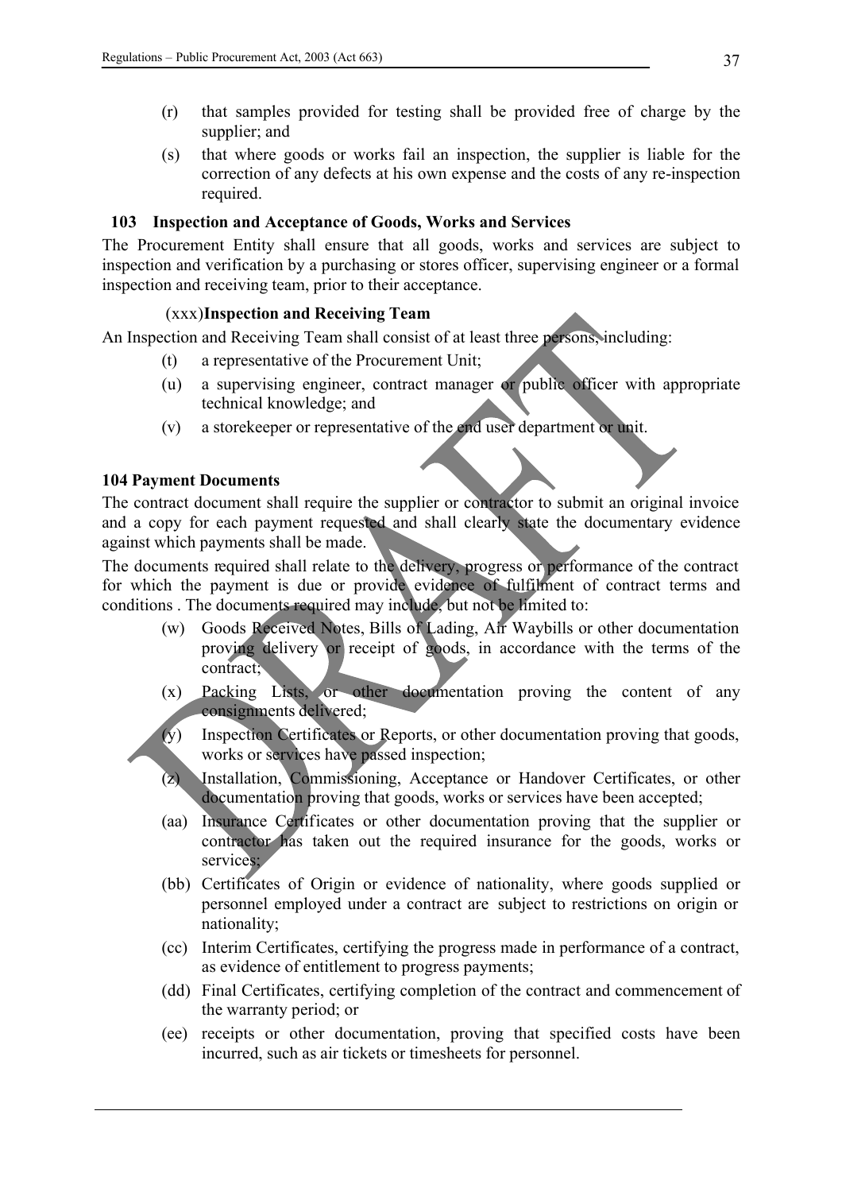(r) that samples provided for testing shall be provided free of charge by the supplier; and

(s) that where goods or works fail an inspection, the supplier is liable for the correction of any defects at his own expense and the costs of any re-inspection required.

### 103 Inspection and Acceptance of Goods, Works and Services

The Procurement Entity shall ensure that all goods, works and services are subject to inspection and verification by a purchasing or stores officer, supervising engineer or a formal inspection and receiving team, prior to their acceptance.

(xxx) **Inspection and Receiving Team**

An Inspection and Receiving Team shall consist of at least three persons, including:

(t) a representative of the Procurement Unit;

(u) a supervising engineer, contract manager or public officer with appropriate technical knowledge; and

(v) a storekeeper or representative of the end user department or unit.

### 104 Payment Documents

The contract document shall require the supplier or contractor to submit an original invoice and a copy for each payment requested and shall clearly state the documentary evidence against which payments shall be made.

The documents required shall relate to the delivery, progress or performance of the contract for which the payment is due or provide evidence of fulfilment of contract terms and conditions . The documents required may include, but not be limited to:

(w) Goods Received Notes, Bills of Lading, Air Waybills or other documentation proving delivery or receipt of goods, in accordance with the terms of the contract;

(x) Packing Lists, or other documentation proving the content of any consignments delivered;

(y) Inspection Certificates or Reports, or other documentation proving that goods, works or services have passed inspection;

(z) Installation, Commissioning, Acceptance or Handover Certificates, or other documentation proving that goods, works or services have been accepted;

(aa) Insurance Certificates or other documentation proving that the supplier or contractor has taken out the required insurance for the goods, works or services;

(bb) Certificates of Origin or evidence of nationality, where goods supplied or personnel employed under a contract are subject to restrictions on origin or nationality;

(cc) Interim Certificates, certifying the progress made in performance of a contract, as evidence of entitlement to progress payments;

(dd) Final Certificates, certifying completion of the contract and commencement of the warranty period; or

(ee) receipts or other documentation, proving that specified costs have been incurred, such as air tickets or timesheets for personnel.